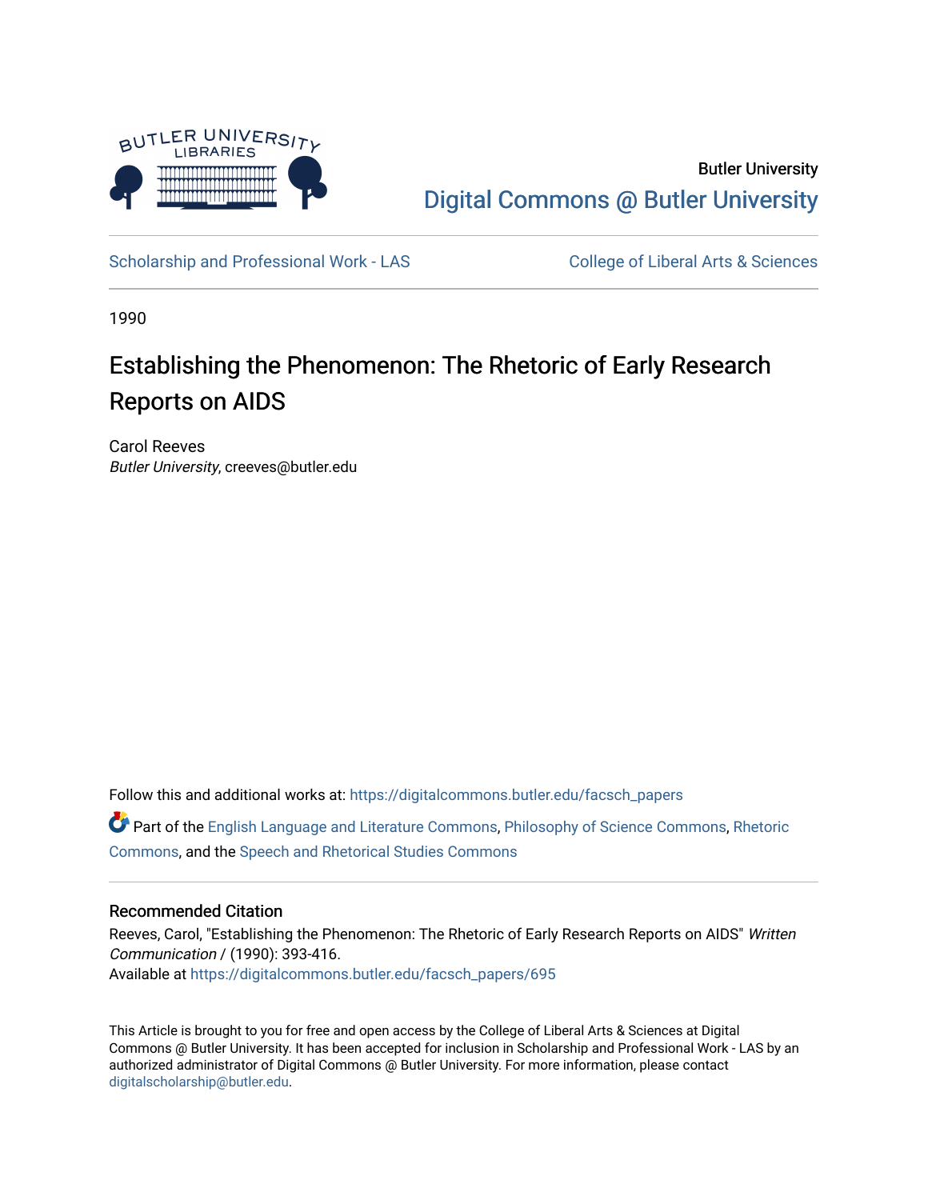Butler University

Digital Commons @ Butler University

Scholarship and Professional Work - LAS

College of Liberal Arts & Sciences

1990

# Establishing the Phenomenon: The Rhetoric of Early Research Reports on AIDS

Carol Reeves

*Butler University*, creeves@butler.edu

Follow this and additional works at: https://digitalcommons.butler.edu/facsch_papers

Part of the English Language and Literature Commons, Philosophy of Science Commons, Rhetoric Commons, and the Speech and Rhetorical Studies Commons

## Recommended Citation

Reeves, Carol, "Establishing the Phenomenon: The Rhetoric of Early Research Reports on AIDS" *Written Communication* / (1990): 393-416.

Available at https://digitalcommons.butler.edu/facsch_papers/695

This Article is brought to you for free and open access by the College of Liberal Arts & Sciences at Digital Commons @ Butler University. It has been accepted for inclusion in Scholarship and Professional Work - LAS by an authorized administrator of Digital Commons @ Butler University. For more information, please contact digitalscholarship@butler.edu.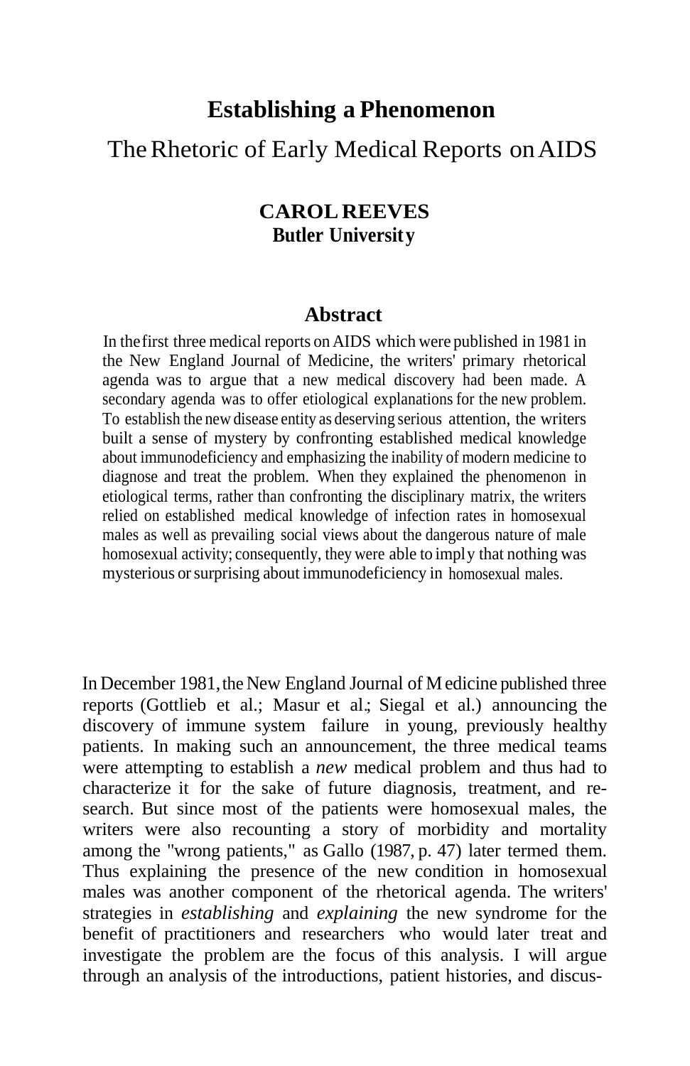# Establishing a Phenomenon

## The Rhetoric of Early Medical Reports on AIDS

**CAROL REEVES**
**Butler University**

### Abstract

In the first three medical reports on AIDS which were published in 1981 in the New England Journal of Medicine, the writers' primary rhetorical agenda was to argue that a new medical discovery had been made. A secondary agenda was to offer etiological explanations for the new problem. To establish the new disease entity as deserving serious attention, the writers built a sense of mystery by confronting established medical knowledge about immunodeficiency and emphasizing the inability of modern medicine to diagnose and treat the problem. When they explained the phenomenon in etiological terms, rather than confronting the disciplinary matrix, the writers relied on established medical knowledge of infection rates in homosexual males as well as prevailing social views about the dangerous nature of male homosexual activity; consequently, they were able to imply that nothing was mysterious or surprising about immunodeficiency in homosexual males.

In December 1981, the New England Journal of Medicine published three reports (Gottlieb et al.; Masur et al.; Siegal et al.) announcing the discovery of immune system failure in young, previously healthy patients. In making such an announcement, the three medical teams were attempting to establish a *new* medical problem and thus had to characterize it for the sake of future diagnosis, treatment, and research. But since most of the patients were homosexual males, the writers were also recounting a story of morbidity and mortality among the "wrong patients," as Gallo (1987, p. 47) later termed them. Thus explaining the presence of the new condition in homosexual males was another component of the rhetorical agenda. The writers' strategies in *establishing* and *explaining* the new syndrome for the benefit of practitioners and researchers who would later treat and investigate the problem are the focus of this analysis. I will argue through an analysis of the introductions, patient histories, and discus-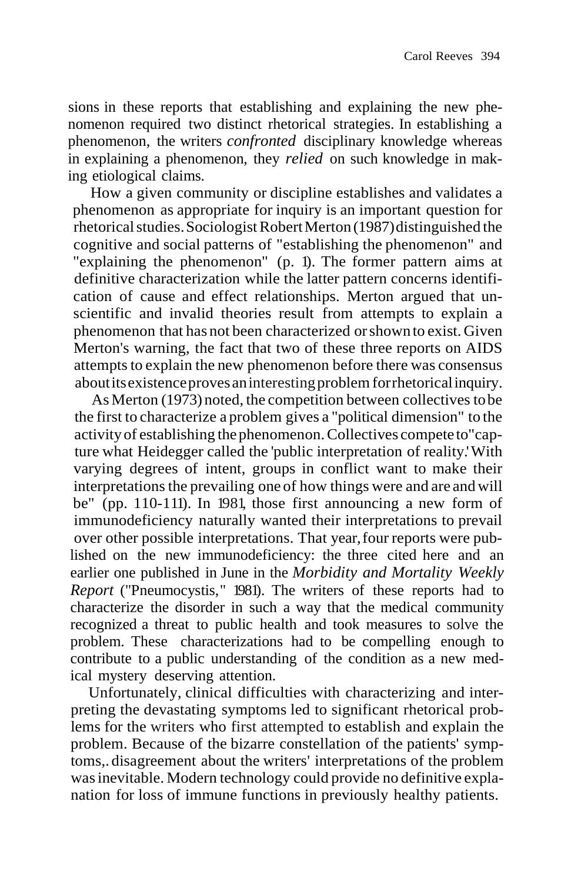sions in these reports that establishing and explaining the new phenomenon required two distinct rhetorical strategies. In establishing a phenomenon, the writers *confronted* disciplinary knowledge whereas in explaining a phenomenon, they *relied* on such knowledge in making etiological claims.

How a given community or discipline establishes and validates a phenomenon as appropriate for inquiry is an important question for rhetorical studies. Sociologist Robert Merton (1987) distinguished the cognitive and social patterns of "establishing the phenomenon" and "explaining the phenomenon" (p. 1). The former pattern aims at definitive characterization while the latter pattern concerns identification of cause and effect relationships. Merton argued that unscientific and invalid theories result from attempts to explain a phenomenon that has not been characterized or shown to exist. Given Merton's warning, the fact that two of these three reports on AIDS attempts to explain the new phenomenon before there was consensus about its existence proves an interesting problem for rhetorical inquiry.

As Merton (1973) noted, the competition between collectives to be the first to characterize a problem gives a "political dimension" to the activity of establishing the phenomenon. Collectives compete to "capture what Heidegger called the 'public interpretation of reality.' With varying degrees of intent, groups in conflict want to make their interpretations the prevailing one of how things were and are and will be" (pp. 110-111). In 1981, those first announcing a new form of immunodeficiency naturally wanted their interpretations to prevail over other possible interpretations. That year, four reports were published on the new immunodeficiency: the three cited here and an earlier one published in June in the *Morbidity and Mortality Weekly Report* ("Pneumocystis," 1981). The writers of these reports had to characterize the disorder in such a way that the medical community recognized a threat to public health and took measures to solve the problem. These characterizations had to be compelling enough to contribute to a public understanding of the condition as a new medical mystery deserving attention.

Unfortunately, clinical difficulties with characterizing and interpreting the devastating symptoms led to significant rhetorical problems for the writers who first attempted to establish and explain the problem. Because of the bizarre constellation of the patients' symptoms,. disagreement about the writers' interpretations of the problem was inevitable. Modern technology could provide no definitive explanation for loss of immune functions in previously healthy patients.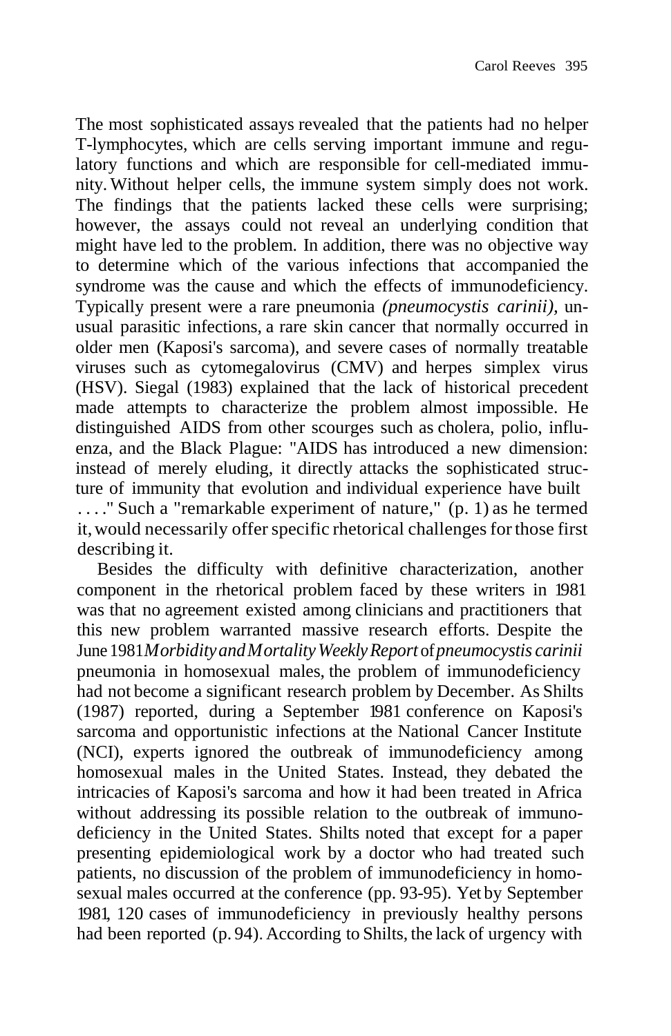The most sophisticated assays revealed that the patients had no helper T-lymphocytes, which are cells serving important immune and regulatory functions and which are responsible for cell-mediated immunity. Without helper cells, the immune system simply does not work. The findings that the patients lacked these cells were surprising; however, the assays could not reveal an underlying condition that might have led to the problem. In addition, there was no objective way to determine which of the various infections that accompanied the syndrome was the cause and which the effects of immunodeficiency. Typically present were a rare pneumonia *(pneumocystis carinii),* unusual parasitic infections, a rare skin cancer that normally occurred in older men (Kaposi's sarcoma), and severe cases of normally treatable viruses such as cytomegalovirus (CMV) and herpes simplex virus (HSV). Siegal (1983) explained that the lack of historical precedent made attempts to characterize the problem almost impossible. He distinguished AIDS from other scourges such as cholera, polio, influenza, and the Black Plague: "AIDS has introduced a new dimension: instead of merely eluding, it directly attacks the sophisticated structure of immunity that evolution and individual experience have built . . . ." Such a "remarkable experiment of nature," (p. 1) as he termed it, would necessarily offer specific rhetorical challenges for those first describing it.

Besides the difficulty with definitive characterization, another component in the rhetorical problem faced by these writers in 1981 was that no agreement existed among clinicians and practitioners that this new problem warranted massive research efforts. Despite the June 1981 *Morbidity and Mortality Weekly Report* of *pneumocystis carinii* pneumonia in homosexual males, the problem of immunodeficiency had not become a significant research problem by December. As Shilts (1987) reported, during a September 1981 conference on Kaposi's sarcoma and opportunistic infections at the National Cancer Institute (NCI), experts ignored the outbreak of immunodeficiency among homosexual males in the United States. Instead, they debated the intricacies of Kaposi's sarcoma and how it had been treated in Africa without addressing its possible relation to the outbreak of immunodeficiency in the United States. Shilts noted that except for a paper presenting epidemiological work by a doctor who had treated such patients, no discussion of the problem of immunodeficiency in homosexual males occurred at the conference (pp. 93-95). Yet by September 1981, 120 cases of immunodeficiency in previously healthy persons had been reported (p. 94). According to Shilts, the lack of urgency with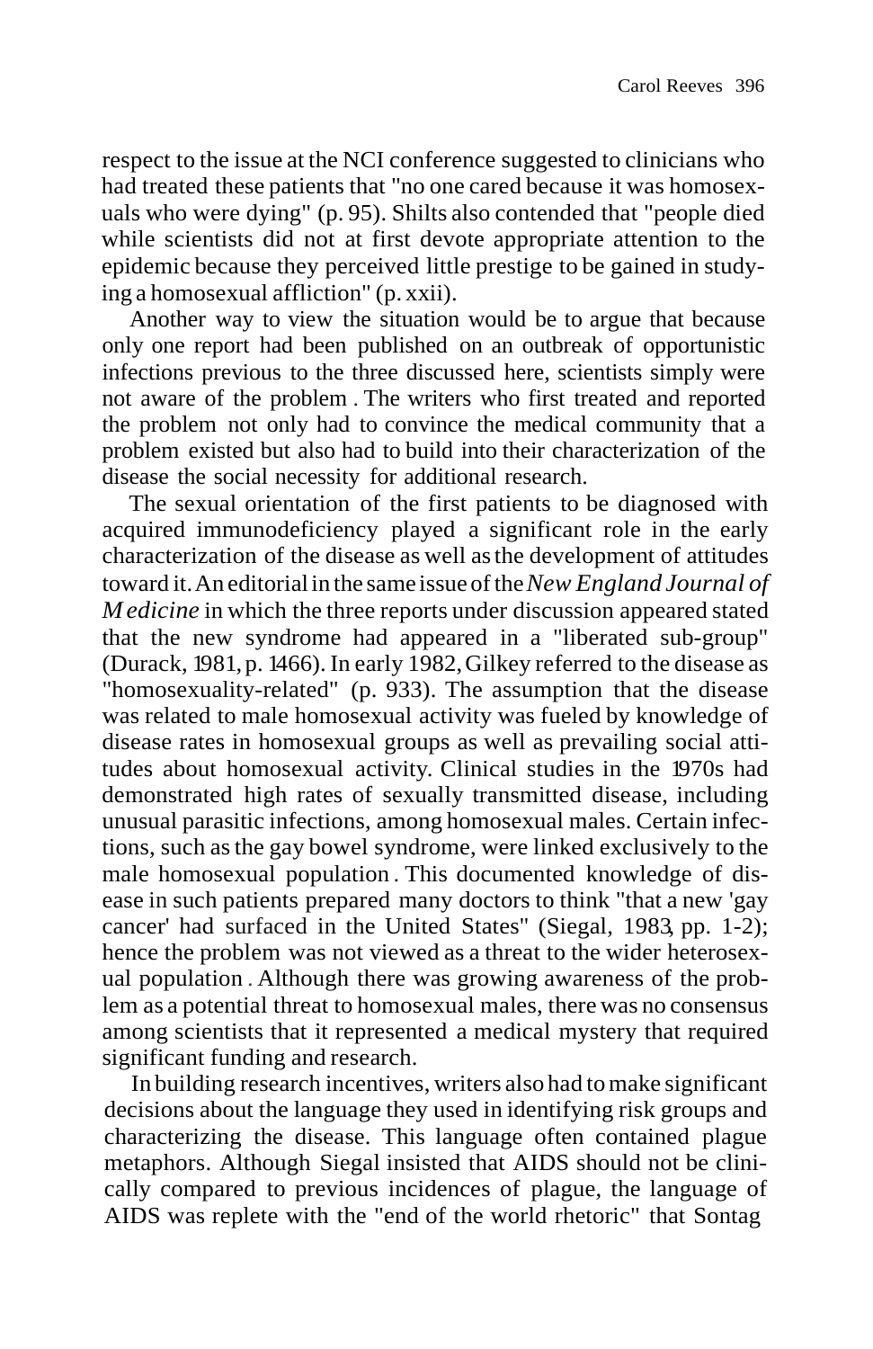respect to the issue at the NCI conference suggested to clinicians who had treated these patients that "no one cared because it was homosexuals who were dying" (p. 95). Shilts also contended that "people died while scientists did not at first devote appropriate attention to the epidemic because they perceived little prestige to be gained in studying a homosexual affliction" (p. xxii).

Another way to view the situation would be to argue that because only one report had been published on an outbreak of opportunistic infections previous to the three discussed here, scientists simply were not aware of the problem. The writers who first treated and reported the problem not only had to convince the medical community that a problem existed but also had to build into their characterization of the disease the social necessity for additional research.

The sexual orientation of the first patients to be diagnosed with acquired immunodeficiency played a significant role in the early characterization of the disease as well as the development of attitudes toward it. An editorial in the same issue of the *New England Journal of Medicine* in which the three reports under discussion appeared stated that the new syndrome had appeared in a "liberated sub-group" (Durack, 1981, p. 1466). In early 1982, Gilkey referred to the disease as "homosexuality-related" (p. 933). The assumption that the disease was related to male homosexual activity was fueled by knowledge of disease rates in homosexual groups as well as prevailing social attitudes about homosexual activity. Clinical studies in the 1970s had demonstrated high rates of sexually transmitted disease, including unusual parasitic infections, among homosexual males. Certain infections, such as the gay bowel syndrome, were linked exclusively to the male homosexual population. This documented knowledge of disease in such patients prepared many doctors to think "that a new 'gay cancer' had surfaced in the United States" (Siegal, 1983, pp. 1-2); hence the problem was not viewed as a threat to the wider heterosexual population. Although there was growing awareness of the problem as a potential threat to homosexual males, there was no consensus among scientists that it represented a medical mystery that required significant funding and research.

In building research incentives, writers also had to make significant decisions about the language they used in identifying risk groups and characterizing the disease. This language often contained plague metaphors. Although Siegal insisted that AIDS should not be clinically compared to previous incidences of plague, the language of AIDS was replete with the "end of the world rhetoric" that Sontag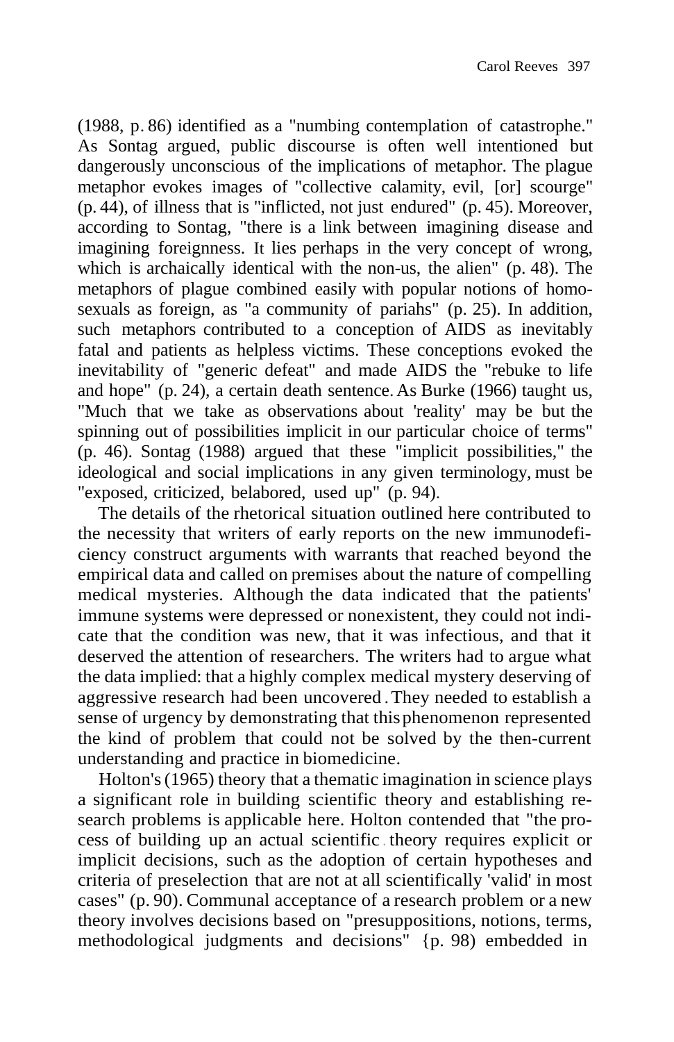(1988, p. 86) identified as a "numbing contemplation of catastrophe." As Sontag argued, public discourse is often well intentioned but dangerously unconscious of the implications of metaphor. The plague metaphor evokes images of "collective calamity, evil, [or] scourge" (p. 44), of illness that is "inflicted, not just endured" (p. 45). Moreover, according to Sontag, "there is a link between imagining disease and imagining foreignness. It lies perhaps in the very concept of wrong, which is archaically identical with the non-us, the alien" (p. 48). The metaphors of plague combined easily with popular notions of homosexuals as foreign, as "a community of pariahs" (p. 25). In addition, such metaphors contributed to a conception of AIDS as inevitably fatal and patients as helpless victims. These conceptions evoked the inevitability of "generic defeat" and made AIDS the "rebuke to life and hope" (p. 24), a certain death sentence. As Burke (1966) taught us, "Much that we take as observations about 'reality' may be but the spinning out of possibilities implicit in our particular choice of terms" (p. 46). Sontag (1988) argued that these "implicit possibilities," the ideological and social implications in any given terminology, must be "exposed, criticized, belabored, used up" (p. 94).

The details of the rhetorical situation outlined here contributed to the necessity that writers of early reports on the new immunodeficiency construct arguments with warrants that reached beyond the empirical data and called on premises about the nature of compelling medical mysteries. Although the data indicated that the patients' immune systems were depressed or nonexistent, they could not indicate that the condition was new, that it was infectious, and that it deserved the attention of researchers. The writers had to argue what the data implied: that a highly complex medical mystery deserving of aggressive research had been uncovered. They needed to establish a sense of urgency by demonstrating that this phenomenon represented the kind of problem that could not be solved by the then-current understanding and practice in biomedicine.

Holton's (1965) theory that a thematic imagination in science plays a significant role in building scientific theory and establishing research problems is applicable here. Holton contended that "the process of building up an actual scientific theory requires explicit or implicit decisions, such as the adoption of certain hypotheses and criteria of preselection that are not at all scientifically 'valid' in most cases" (p. 90). Communal acceptance of a research problem or a new theory involves decisions based on "presuppositions, notions, terms, methodological judgments and decisions" (p. 98) embedded in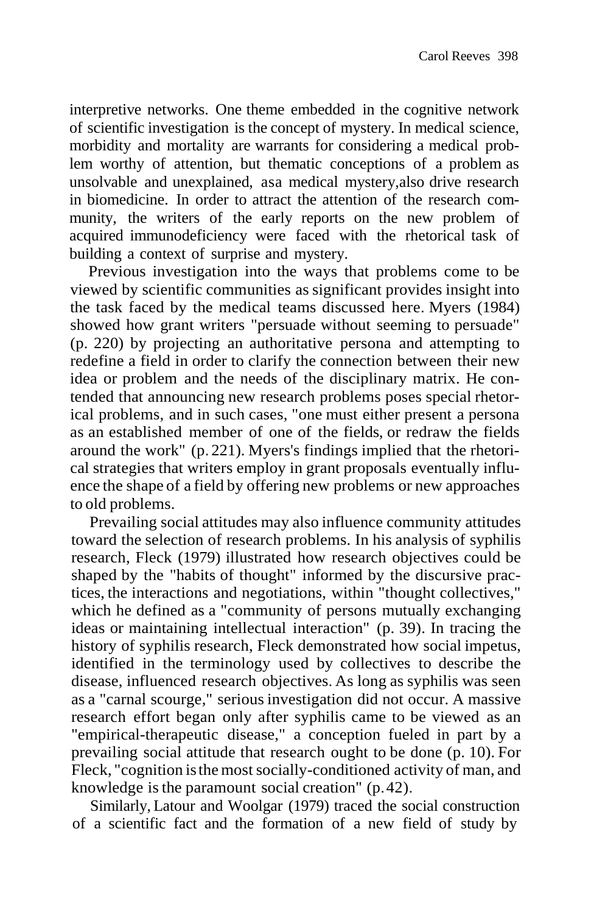interpretive networks. One theme embedded in the cognitive network of scientific investigation is the concept of mystery. In medical science, morbidity and mortality are warrants for considering a medical problem worthy of attention, but thematic conceptions of a problem as unsolvable and unexplained, asa medical mystery,also drive research in biomedicine. In order to attract the attention of the research community, the writers of the early reports on the new problem of acquired immunodeficiency were faced with the rhetorical task of building a context of surprise and mystery.

Previous investigation into the ways that problems come to be viewed by scientific communities as significant provides insight into the task faced by the medical teams discussed here. Myers (1984) showed how grant writers "persuade without seeming to persuade" (p. 220) by projecting an authoritative persona and attempting to redefine a field in order to clarify the connection between their new idea or problem and the needs of the disciplinary matrix. He contended that announcing new research problems poses special rhetorical problems, and in such cases, "one must either present a persona as an established member of one of the fields, or redraw the fields around the work" (p. 221). Myers's findings implied that the rhetorical strategies that writers employ in grant proposals eventually influence the shape of a field by offering new problems or new approaches to old problems.

Prevailing social attitudes may also influence community attitudes toward the selection of research problems. In his analysis of syphilis research, Fleck (1979) illustrated how research objectives could be shaped by the "habits of thought" informed by the discursive practices, the interactions and negotiations, within "thought collectives," which he defined as a "community of persons mutually exchanging ideas or maintaining intellectual interaction" (p. 39). In tracing the history of syphilis research, Fleck demonstrated how social impetus, identified in the terminology used by collectives to describe the disease, influenced research objectives. As long as syphilis was seen as a "carnal scourge," serious investigation did not occur. A massive research effort began only after syphilis came to be viewed as an "empirical-therapeutic disease," a conception fueled in part by a prevailing social attitude that research ought to be done (p. 10). For Fleck, "cognition is the most socially-conditioned activity of man, and knowledge is the paramount social creation" (p. 42).

Similarly, Latour and Woolgar (1979) traced the social construction of a scientific fact and the formation of a new field of study by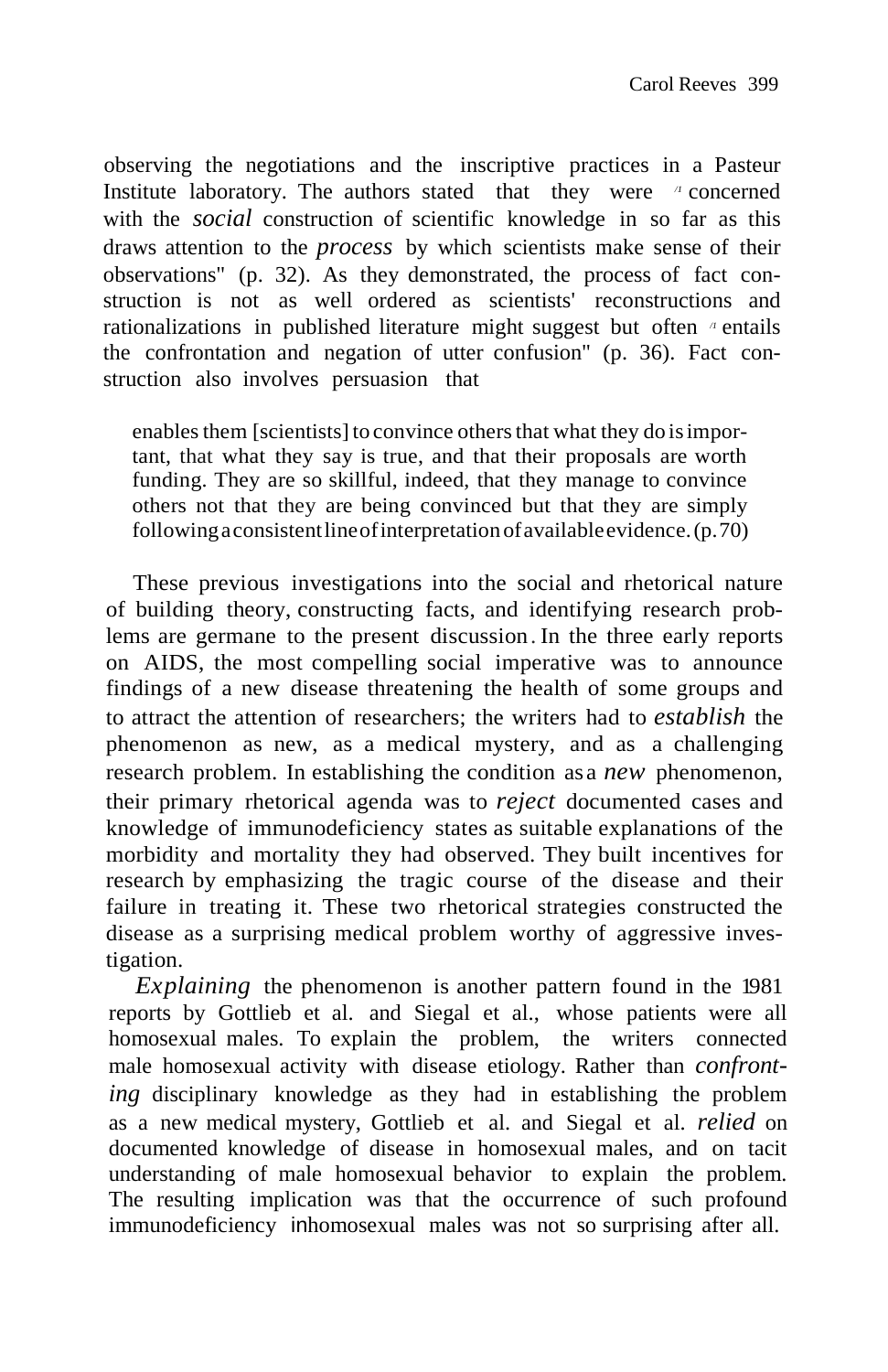observing the negotiations and the inscriptive practices in a Pasteur Institute laboratory. The authors stated that they were "concerned with the *social* construction of scientific knowledge in so far as this draws attention to the *process* by which scientists make sense of their observations" (p. 32). As they demonstrated, the process of fact construction is not as well ordered as scientists' reconstructions and rationalizations in published literature might suggest but often "entails the confrontation and negation of utter confusion" (p. 36). Fact construction also involves persuasion that

> enables them [scientists] to convince others that what they do is important, that what they say is true, and that their proposals are worth funding. They are so skillful, indeed, that they manage to convince others not that they are being convinced but that they are simply following a consistent line of interpretation of available evidence. (p. 70)

These previous investigations into the social and rhetorical nature of building theory, constructing facts, and identifying research problems are germane to the present discussion. In the three early reports on AIDS, the most compelling social imperative was to announce findings of a new disease threatening the health of some groups and to attract the attention of researchers; the writers had to *establish* the phenomenon as new, as a medical mystery, and as a challenging research problem. In establishing the condition as a *new* phenomenon, their primary rhetorical agenda was to *reject* documented cases and knowledge of immunodeficiency states as suitable explanations of the morbidity and mortality they had observed. They built incentives for research by emphasizing the tragic course of the disease and their failure in treating it. These two rhetorical strategies constructed the disease as a surprising medical problem worthy of aggressive investigation.

*Explaining* the phenomenon is another pattern found in the 1981 reports by Gottlieb et al. and Siegal et al., whose patients were all homosexual males. To explain the problem, the writers connected male homosexual activity with disease etiology. Rather than *confronting* disciplinary knowledge as they had in establishing the problem as a new medical mystery, Gottlieb et al. and Siegal et al. *relied* on documented knowledge of disease in homosexual males, and on tacit understanding of male homosexual behavior to explain the problem. The resulting implication was that the occurrence of such profound immunodeficiency in homosexual males was not so surprising after all.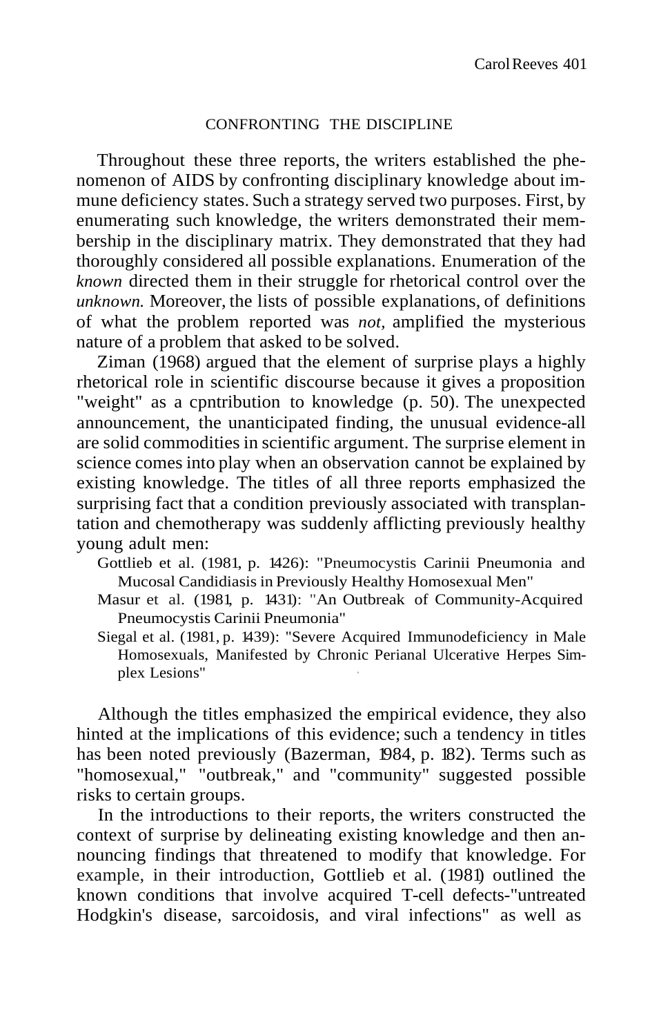## CONFRONTING THE DISCIPLINE

Throughout these three reports, the writers established the phenomenon of AIDS by confronting disciplinary knowledge about immune deficiency states. Such a strategy served two purposes. First, by enumerating such knowledge, the writers demonstrated their membership in the disciplinary matrix. They demonstrated that they had thoroughly considered all possible explanations. Enumeration of the *known* directed them in their struggle for rhetorical control over the *unknown.* Moreover, the lists of possible explanations, of definitions of what the problem reported was *not,* amplified the mysterious nature of a problem that asked to be solved.

Ziman (1968) argued that the element of surprise plays a highly rhetorical role in scientific discourse because it gives a proposition "weight" as a cpntribution to knowledge (p. 50). The unexpected announcement, the unanticipated finding, the unusual evidence-all are solid commodities in scientific argument. The surprise element in science comes into play when an observation cannot be explained by existing knowledge. The titles of all three reports emphasized the surprising fact that a condition previously associated with transplantation and chemotherapy was suddenly afflicting previously healthy young adult men:

Gottlieb et al. (1981, p. 1426): "Pneumocystis Carinii Pneumonia and Mucosal Candidiasis in Previously Healthy Homosexual Men"

Masur et al. (1981, p. 1431): "An Outbreak of Community-Acquired Pneumocystis Carinii Pneumonia"

Siegal et al. (1981, p. 1439): "Severe Acquired Immunodeficiency in Male Homosexuals, Manifested by Chronic Perianal Ulcerative Herpes Simplex Lesions"

Although the titles emphasized the empirical evidence, they also hinted at the implications of this evidence; such a tendency in titles has been noted previously (Bazerman, 1984, p. 182). Terms such as "homosexual," "outbreak," and "community" suggested possible risks to certain groups.

In the introductions to their reports, the writers constructed the context of surprise by delineating existing knowledge and then announcing findings that threatened to modify that knowledge. For example, in their introduction, Gottlieb et al. (1981) outlined the known conditions that involve acquired T-cell defects-"untreated Hodgkin's disease, sarcoidosis, and viral infections" as well as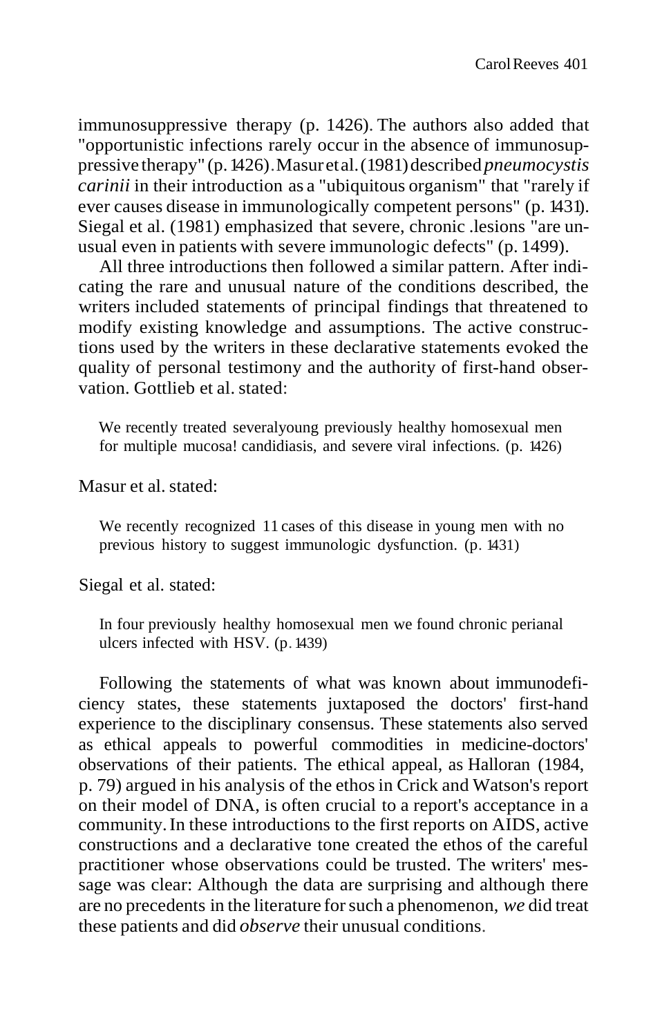immunosuppressive therapy (p. 1426). The authors also added that "opportunistic infections rarely occur in the absence of immunosuppressive therapy" (p. 1426). Masur et al. (1981) described *pneumocystis carinii* in their introduction as a "ubiquitous organism" that "rarely if ever causes disease in immunologically competent persons" (p. 1431). Siegal et al. (1981) emphasized that severe, chronic .lesions "are unusual even in patients with severe immunologic defects" (p. 1499).

All three introductions then followed a similar pattern. After indicating the rare and unusual nature of the conditions described, the writers included statements of principal findings that threatened to modify existing knowledge and assumptions. The active constructions used by the writers in these declarative statements evoked the quality of personal testimony and the authority of first-hand observation. Gottlieb et al. stated:

> We recently treated severalyoung previously healthy homosexual men for multiple mucosa! candidiasis, and severe viral infections. (p. 1426)

Masur et al. stated:

> We recently recognized 11 cases of this disease in young men with no previous history to suggest immunologic dysfunction. (p. 1431)

Siegal et al. stated:

> In four previously healthy homosexual men we found chronic perianal ulcers infected with HSV. (p. 1439)

Following the statements of what was known about immunodeficiency states, these statements juxtaposed the doctors' first-hand experience to the disciplinary consensus. These statements also served as ethical appeals to powerful commodities in medicine-doctors' observations of their patients. The ethical appeal, as Halloran (1984, p. 79) argued in his analysis of the ethos in Crick and Watson's report on their model of DNA, is often crucial to a report's acceptance in a community. In these introductions to the first reports on AIDS, active constructions and a declarative tone created the ethos of the careful practitioner whose observations could be trusted. The writers' message was clear: Although the data are surprising and although there are no precedents in the literature for such a phenomenon, *we* did treat these patients and did *observe* their unusual conditions.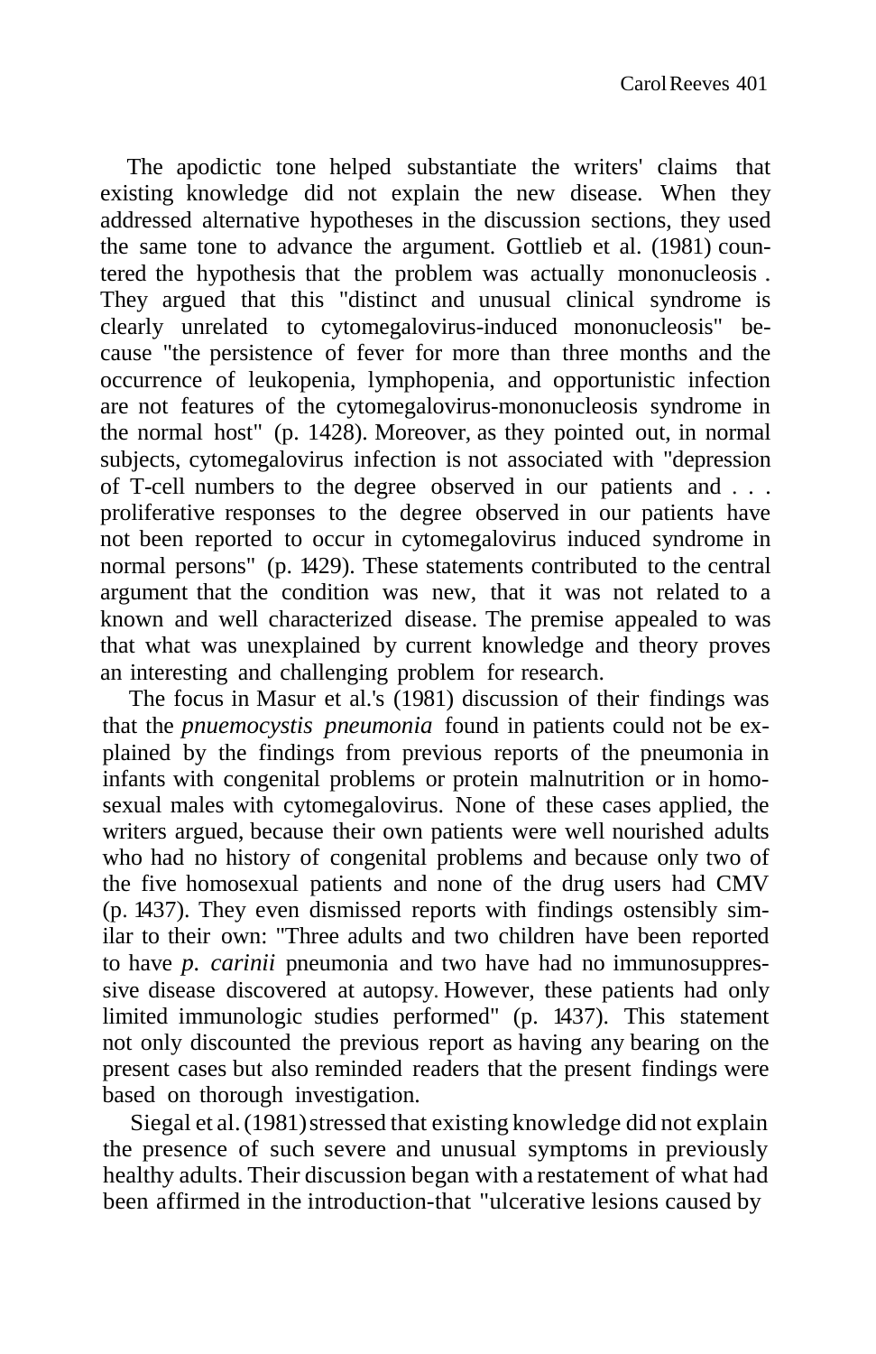The apodictic tone helped substantiate the writers' claims that existing knowledge did not explain the new disease. When they addressed alternative hypotheses in the discussion sections, they used the same tone to advance the argument. Gottlieb et al. (1981) countered the hypothesis that the problem was actually mononucleosis. They argued that this "distinct and unusual clinical syndrome is clearly unrelated to cytomegalovirus-induced mononucleosis" because "the persistence of fever for more than three months and the occurrence of leukopenia, lymphopenia, and opportunistic infection are not features of the cytomegalovirus-mononucleosis syndrome in the normal host" (p. 1428). Moreover, as they pointed out, in normal subjects, cytomegalovirus infection is not associated with "depression of T-cell numbers to the degree observed in our patients and . . . proliferative responses to the degree observed in our patients have not been reported to occur in cytomegalovirus induced syndrome in normal persons" (p. 1429). These statements contributed to the central argument that the condition was new, that it was not related to a known and well characterized disease. The premise appealed to was that what was unexplained by current knowledge and theory proves an interesting and challenging problem for research.

The focus in Masur et al.'s (1981) discussion of their findings was that the *pnuemocystis pneumonia* found in patients could not be explained by the findings from previous reports of the pneumonia in infants with congenital problems or protein malnutrition or in homosexual males with cytomegalovirus. None of these cases applied, the writers argued, because their own patients were well nourished adults who had no history of congenital problems and because only two of the five homosexual patients and none of the drug users had CMV (p. 1437). They even dismissed reports with findings ostensibly similar to their own: "Three adults and two children have been reported to have *p. carinii* pneumonia and two have had no immunosuppressive disease discovered at autopsy. However, these patients had only limited immunologic studies performed" (p. 1437). This statement not only discounted the previous report as having any bearing on the present cases but also reminded readers that the present findings were based on thorough investigation.

Siegal et al. (1981) stressed that existing knowledge did not explain the presence of such severe and unusual symptoms in previously healthy adults. Their discussion began with a restatement of what had been affirmed in the introduction-that "ulcerative lesions caused by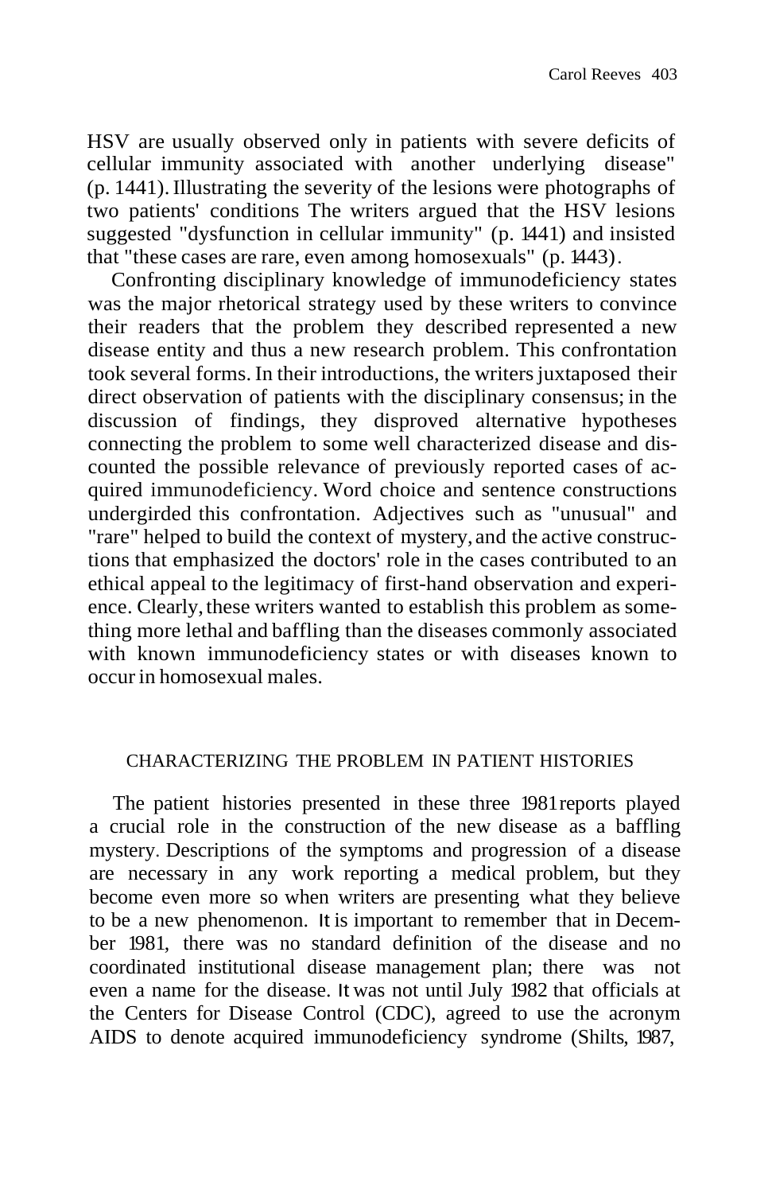HSV are usually observed only in patients with severe deficits of cellular immunity associated with another underlying disease" (p. 1441). Illustrating the severity of the lesions were photographs of two patients' conditions The writers argued that the HSV lesions suggested "dysfunction in cellular immunity" (p. 1441) and insisted that "these cases are rare, even among homosexuals" (p. 1443).

Confronting disciplinary knowledge of immunodeficiency states was the major rhetorical strategy used by these writers to convince their readers that the problem they described represented a new disease entity and thus a new research problem. This confrontation took several forms. In their introductions, the writers juxtaposed their direct observation of patients with the disciplinary consensus; in the discussion of findings, they disproved alternative hypotheses connecting the problem to some well characterized disease and discounted the possible relevance of previously reported cases of acquired immunodeficiency. Word choice and sentence constructions undergirded this confrontation. Adjectives such as "unusual" and "rare" helped to build the context of mystery, and the active constructions that emphasized the doctors' role in the cases contributed to an ethical appeal to the legitimacy of first-hand observation and experience. Clearly, these writers wanted to establish this problem as something more lethal and baffling than the diseases commonly associated with known immunodeficiency states or with diseases known to occur in homosexual males.

## CHARACTERIZING THE PROBLEM IN PATIENT HISTORIES

The patient histories presented in these three 1981 reports played a crucial role in the construction of the new disease as a baffling mystery. Descriptions of the symptoms and progression of a disease are necessary in any work reporting a medical problem, but they become even more so when writers are presenting what they believe to be a new phenomenon. It is important to remember that in December 1981, there was no standard definition of the disease and no coordinated institutional disease management plan; there was not even a name for the disease. It was not until July 1982 that officials at the Centers for Disease Control (CDC), agreed to use the acronym AIDS to denote acquired immunodeficiency syndrome (Shilts, 1987,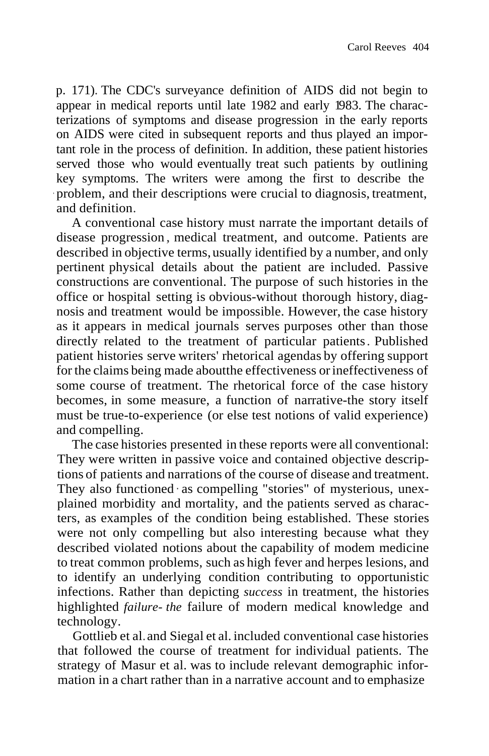p. 171). The CDC's surveyance definition of AIDS did not begin to appear in medical reports until late 1982 and early 1983. The characterizations of symptoms and disease progression in the early reports on AIDS were cited in subsequent reports and thus played an important role in the process of definition. In addition, these patient histories served those who would eventually treat such patients by outlining key symptoms. The writers were among the first to describe the problem, and their descriptions were crucial to diagnosis, treatment, and definition.

A conventional case history must narrate the important details of disease progression, medical treatment, and outcome. Patients are described in objective terms, usually identified by a number, and only pertinent physical details about the patient are included. Passive constructions are conventional. The purpose of such histories in the office or hospital setting is obvious-without thorough history, diagnosis and treatment would be impossible. However, the case history as it appears in medical journals serves purposes other than those directly related to the treatment of particular patients. Published patient histories serve writers' rhetorical agendas by offering support for the claims being made aboutthe effectiveness or ineffectiveness of some course of treatment. The rhetorical force of the case history becomes, in some measure, a function of narrative-the story itself must be true-to-experience (or else test notions of valid experience) and compelling.

The case histories presented in these reports were all conventional: They were written in passive voice and contained objective descriptions of patients and narrations of the course of disease and treatment. They also functioned as compelling "stories" of mysterious, unexplained morbidity and mortality, and the patients served as characters, as examples of the condition being established. These stories were not only compelling but also interesting because what they described violated notions about the capability of modem medicine to treat common problems, such as high fever and herpes lesions, and to identify an underlying condition contributing to opportunistic infections. Rather than depicting *success* in treatment, the histories highlighted *failure- the* failure of modern medical knowledge and technology.

Gottlieb et al. and Siegal et al. included conventional case histories that followed the course of treatment for individual patients. The strategy of Masur et al. was to include relevant demographic information in a chart rather than in a narrative account and to emphasize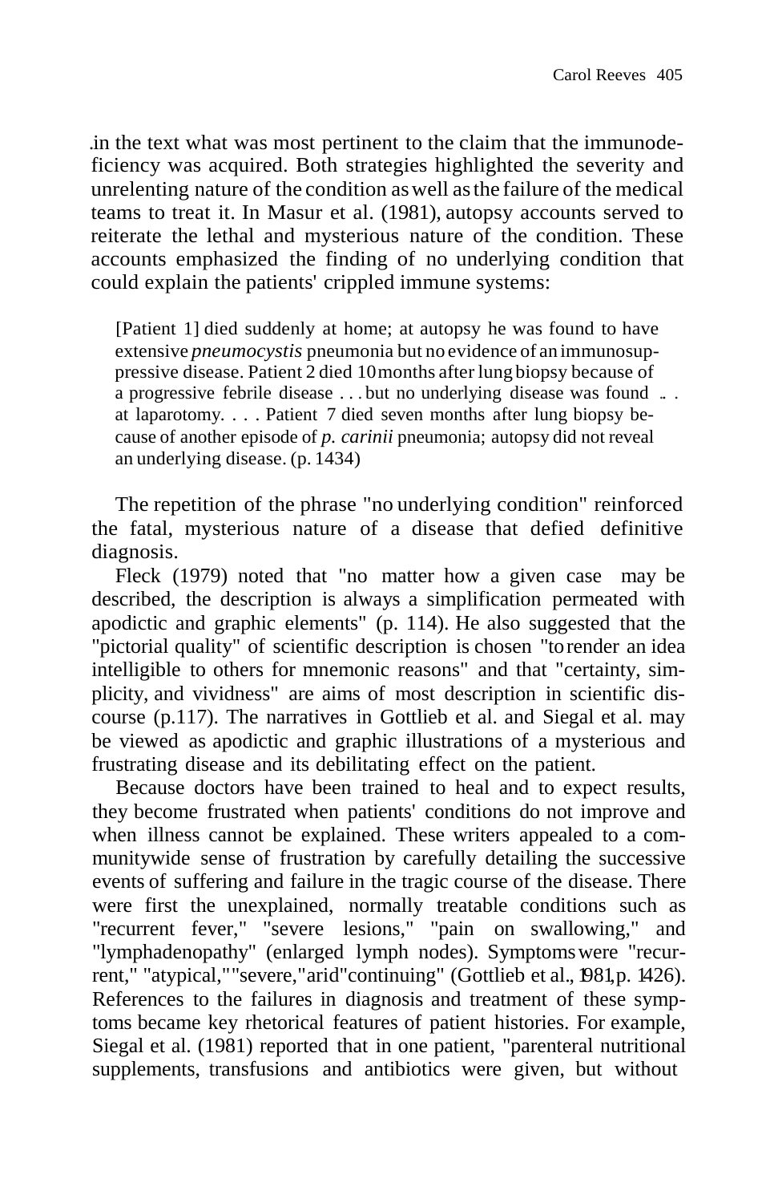in the text what was most pertinent to the claim that the immunodeficiency was acquired. Both strategies highlighted the severity and unrelenting nature of the condition as well as the failure of the medical teams to treat it. In Masur et al. (1981), autopsy accounts served to reiterate the lethal and mysterious nature of the condition. These accounts emphasized the finding of no underlying condition that could explain the patients' crippled immune systems:

> [Patient 1] died suddenly at home; at autopsy he was found to have extensive *pneumocystis* pneumonia but no evidence of an immunosuppressive disease. Patient 2 died 10 months after lung biopsy because of a progressive febrile disease . . . but no underlying disease was found . . . at laparotomy. . . . Patient 7 died seven months after lung biopsy because of another episode of *p. carinii* pneumonia; autopsy did not reveal an underlying disease. (p. 1434)

The repetition of the phrase "no underlying condition" reinforced the fatal, mysterious nature of a disease that defied definitive diagnosis.

Fleck (1979) noted that "no matter how a given case may be described, the description is always a simplification permeated with apodictic and graphic elements" (p. 114). He also suggested that the "pictorial quality" of scientific description is chosen "to render an idea intelligible to others for mnemonic reasons" and that "certainty, simplicity, and vividness" are aims of most description in scientific discourse (p.117). The narratives in Gottlieb et al. and Siegal et al. may be viewed as apodictic and graphic illustrations of a mysterious and frustrating disease and its debilitating effect on the patient.

Because doctors have been trained to heal and to expect results, they become frustrated when patients' conditions do not improve and when illness cannot be explained. These writers appealed to a communitywide sense of frustration by carefully detailing the successive events of suffering and failure in the tragic course of the disease. There were first the unexplained, normally treatable conditions such as "recurrent fever," "severe lesions," "pain on swallowing," and "lymphadenopathy" (enlarged lymph nodes). Symptoms were "recurrent," "atypical," "severe," arid "continuing" (Gottlieb et al., 1981, p. 1426). References to the failures in diagnosis and treatment of these symptoms became key rhetorical features of patient histories. For example, Siegal et al. (1981) reported that in one patient, "parenteral nutritional supplements, transfusions and antibiotics were given, but without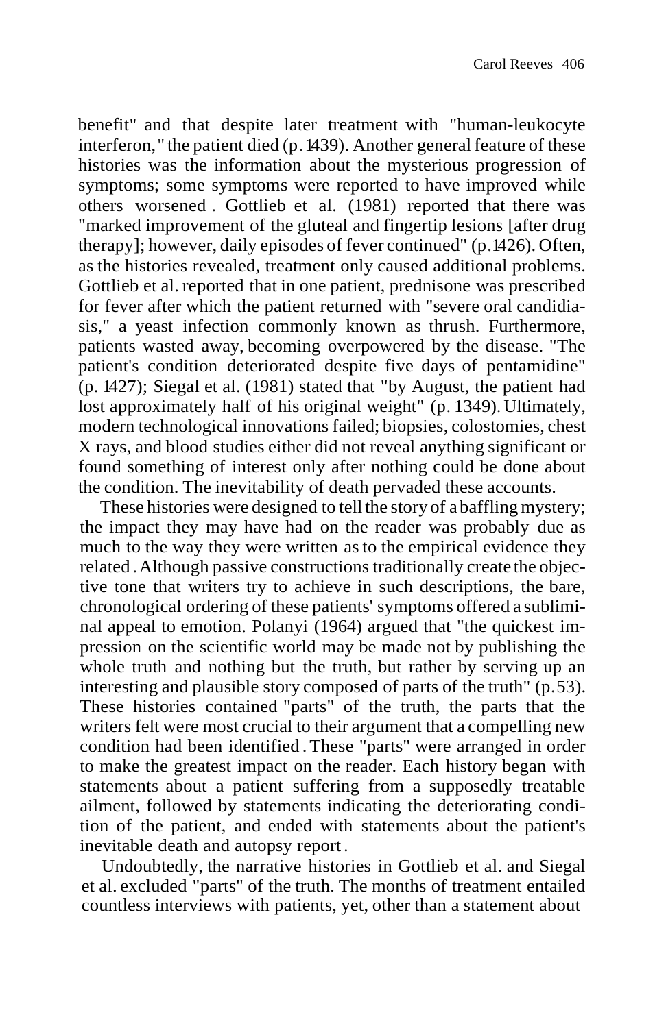benefit" and that despite later treatment with "human-leukocyte interferon," the patient died (p. 1439). Another general feature of these histories was the information about the mysterious progression of symptoms; some symptoms were reported to have improved while others worsened. Gottlieb et al. (1981) reported that there was "marked improvement of the gluteal and fingertip lesions [after drug therapy]; however, daily episodes of fever continued" (p. 1426). Often, as the histories revealed, treatment only caused additional problems. Gottlieb et al. reported that in one patient, prednisone was prescribed for fever after which the patient returned with "severe oral candidiasis," a yeast infection commonly known as thrush. Furthermore, patients wasted away, becoming overpowered by the disease. "The patient's condition deteriorated despite five days of pentamidine" (p. 1427); Siegal et al. (1981) stated that "by August, the patient had lost approximately half of his original weight" (p. 1349). Ultimately, modern technological innovations failed; biopsies, colostomies, chest X rays, and blood studies either did not reveal anything significant or found something of interest only after nothing could be done about the condition. The inevitability of death pervaded these accounts.

These histories were designed to tell the story of a baffling mystery; the impact they may have had on the reader was probably due as much to the way they were written as to the empirical evidence they related. Although passive constructions traditionally create the objective tone that writers try to achieve in such descriptions, the bare, chronological ordering of these patients' symptoms offered a subliminal appeal to emotion. Polanyi (1964) argued that "the quickest impression on the scientific world may be made not by publishing the whole truth and nothing but the truth, but rather by serving up an interesting and plausible story composed of parts of the truth" (p. 53). These histories contained "parts" of the truth, the parts that the writers felt were most crucial to their argument that a compelling new condition had been identified. These "parts" were arranged in order to make the greatest impact on the reader. Each history began with statements about a patient suffering from a supposedly treatable ailment, followed by statements indicating the deteriorating condition of the patient, and ended with statements about the patient's inevitable death and autopsy report.

Undoubtedly, the narrative histories in Gottlieb et al. and Siegal et al. excluded "parts" of the truth. The months of treatment entailed countless interviews with patients, yet, other than a statement about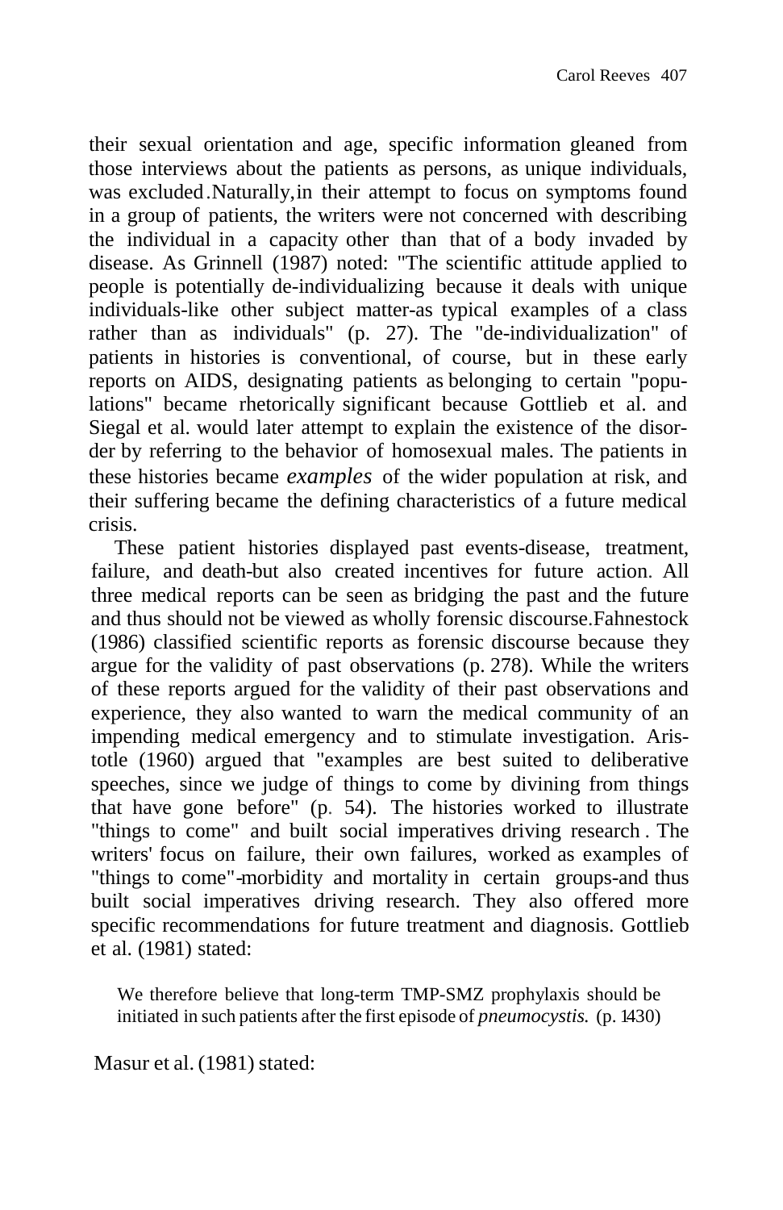their sexual orientation and age, specific information gleaned from those interviews about the patients as persons, as unique individuals, was excluded. Naturally, in their attempt to focus on symptoms found in a group of patients, the writers were not concerned with describing the individual in a capacity other than that of a body invaded by disease. As Grinnell (1987) noted: "The scientific attitude applied to people is potentially de-individualizing because it deals with unique individuals-like other subject matter-as typical examples of a class rather than as individuals" (p. 27). The "de-individualization" of patients in histories is conventional, of course, but in these early reports on AIDS, designating patients as belonging to certain "populations" became rhetorically significant because Gottlieb et al. and Siegal et al. would later attempt to explain the existence of the disorder by referring to the behavior of homosexual males. The patients in these histories became *examples* of the wider population at risk, and their suffering became the defining characteristics of a future medical crisis.

These patient histories displayed past events-disease, treatment, failure, and death-but also created incentives for future action. All three medical reports can be seen as bridging the past and the future and thus should not be viewed as wholly forensic discourse. Fahnestock (1986) classified scientific reports as forensic discourse because they argue for the validity of past observations (p. 278). While the writers of these reports argued for the validity of their past observations and experience, they also wanted to warn the medical community of an impending medical emergency and to stimulate investigation. Aristotle (1960) argued that "examples are best suited to deliberative speeches, since we judge of things to come by divining from things that have gone before" (p. 54). The histories worked to illustrate "things to come" and built social imperatives driving research. The writers' focus on failure, their own failures, worked as examples of "things to come"-morbidity and mortality in certain groups-and thus built social imperatives driving research. They also offered more specific recommendations for future treatment and diagnosis. Gottlieb et al. (1981) stated:

> We therefore believe that long-term TMP-SMZ prophylaxis should be initiated in such patients after the first episode of *pneumocystis.* (p. 1430)

Masur et al. (1981) stated: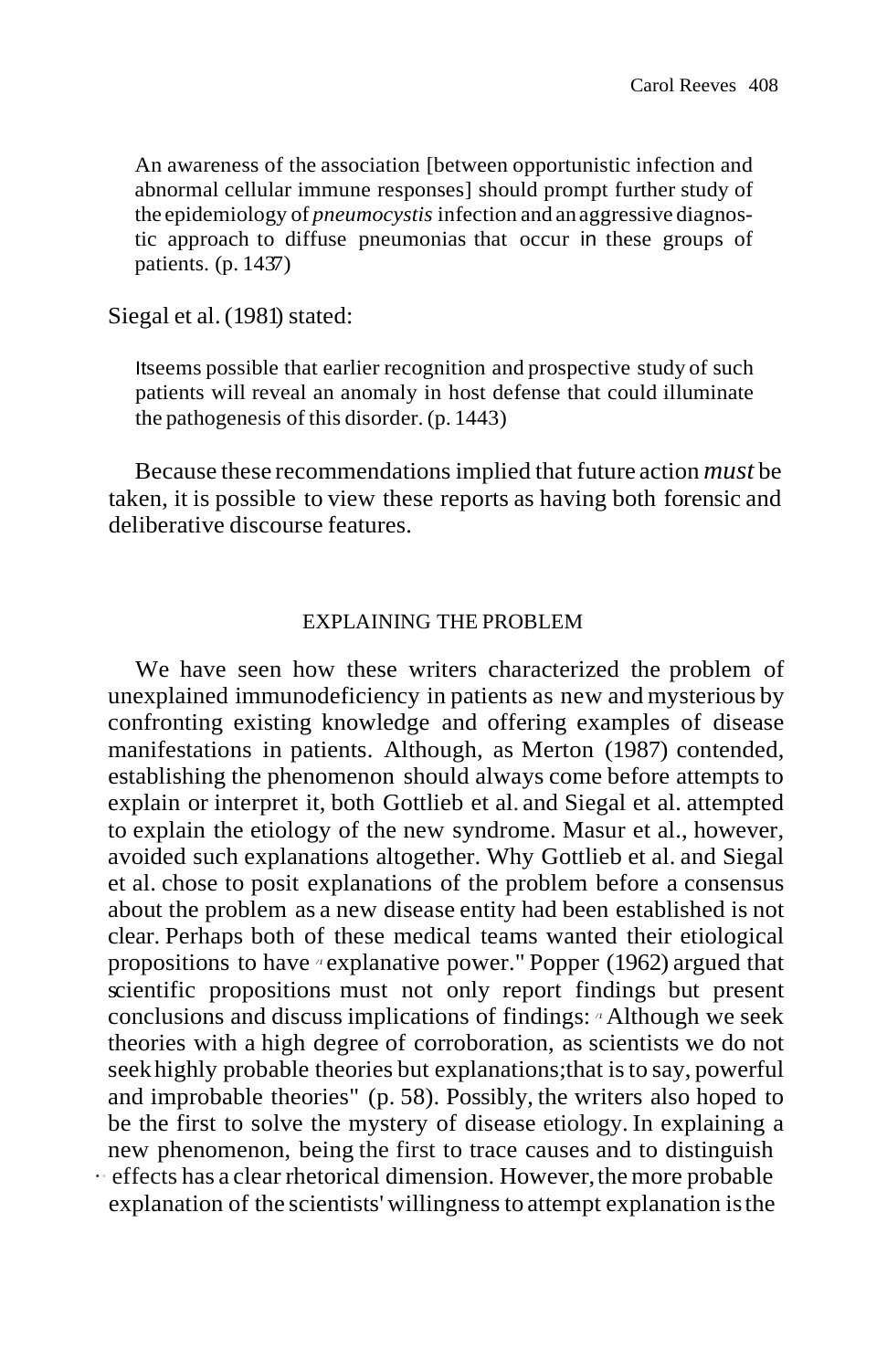> An awareness of the association [between opportunistic infection and abnormal cellular immune responses] should prompt further study of the epidemiology of *pneumocystis* infection and an aggressive diagnostic approach to diffuse pneumonias that occur in these groups of patients. (p. 1437)

Siegal et al. (1981) stated:

> It seems possible that earlier recognition and prospective study of such patients will reveal an anomaly in host defense that could illuminate the pathogenesis of this disorder. (p. 1443)

Because these recommendations implied that future action *must* be taken, it is possible to view these reports as having both forensic and deliberative discourse features.

## EXPLAINING THE PROBLEM

We have seen how these writers characterized the problem of unexplained immunodeficiency in patients as new and mysterious by confronting existing knowledge and offering examples of disease manifestations in patients. Although, as Merton (1987) contended, establishing the phenomenon should always come before attempts to explain or interpret it, both Gottlieb et al. and Siegal et al. attempted to explain the etiology of the new syndrome. Masur et al., however, avoided such explanations altogether. Why Gottlieb et al. and Siegal et al. chose to posit explanations of the problem before a consensus about the problem as a new disease entity had been established is not clear. Perhaps both of these medical teams wanted their etiological propositions to have "explanative power." Popper (1962) argued that scientific propositions must not only report findings but present conclusions and discuss implications of findings: "Although we seek theories with a high degree of corroboration, as scientists we do not seek highly probable theories but explanations; that is to say, powerful and improbable theories" (p. 58). Possibly, the writers also hoped to be the first to solve the mystery of disease etiology. In explaining a new phenomenon, being the first to trace causes and to distinguish effects has a clear rhetorical dimension. However, the more probable explanation of the scientists' willingness to attempt explanation is the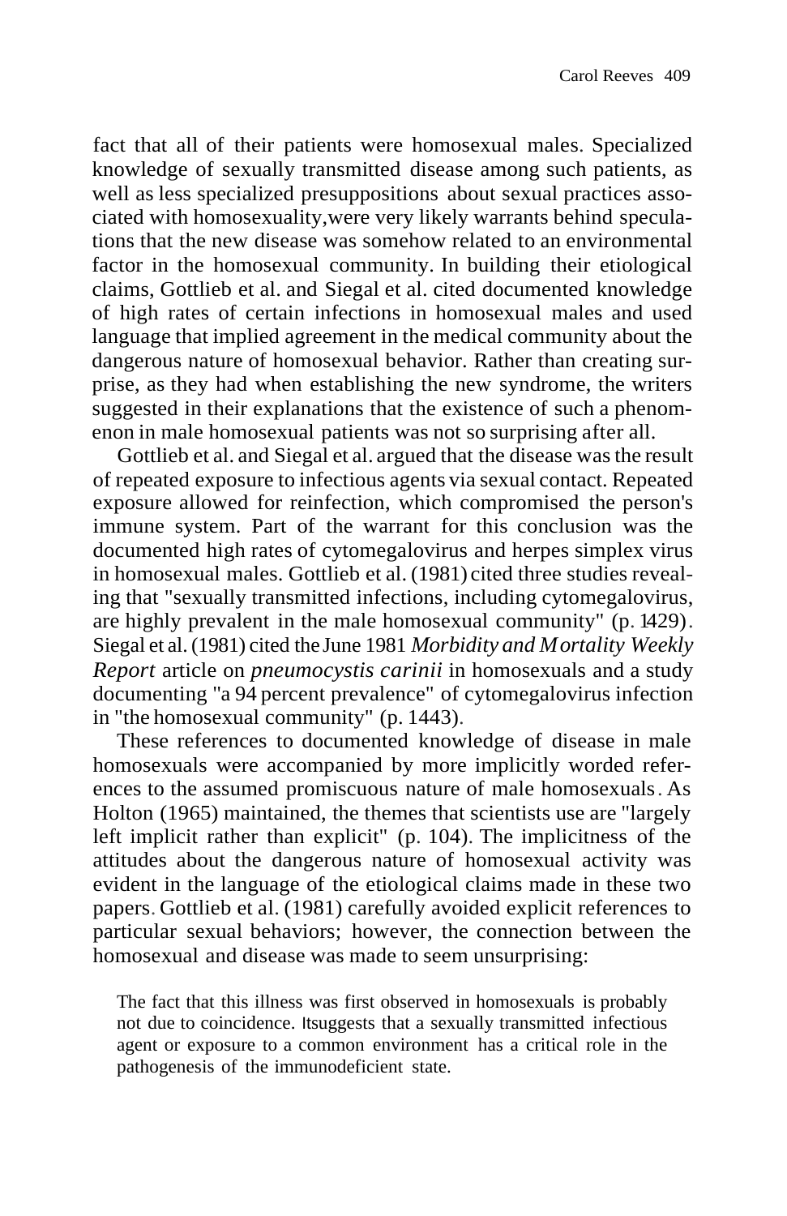fact that all of their patients were homosexual males. Specialized knowledge of sexually transmitted disease among such patients, as well as less specialized presuppositions about sexual practices associated with homosexuality, were very likely warrants behind speculations that the new disease was somehow related to an environmental factor in the homosexual community. In building their etiological claims, Gottlieb et al. and Siegal et al. cited documented knowledge of high rates of certain infections in homosexual males and used language that implied agreement in the medical community about the dangerous nature of homosexual behavior. Rather than creating surprise, as they had when establishing the new syndrome, the writers suggested in their explanations that the existence of such a phenomenon in male homosexual patients was not so surprising after all.

Gottlieb et al. and Siegal et al. argued that the disease was the result of repeated exposure to infectious agents via sexual contact. Repeated exposure allowed for reinfection, which compromised the person's immune system. Part of the warrant for this conclusion was the documented high rates of cytomegalovirus and herpes simplex virus in homosexual males. Gottlieb et al. (1981) cited three studies revealing that "sexually transmitted infections, including cytomegalovirus, are highly prevalent in the male homosexual community" (p. 1429). Siegal et al. (1981) cited the June 1981 *Morbidity and Mortality Weekly Report* article on *pneumocystis carinii* in homosexuals and a study documenting "a 94 percent prevalence" of cytomegalovirus infection in "the homosexual community" (p. 1443).

These references to documented knowledge of disease in male homosexuals were accompanied by more implicitly worded references to the assumed promiscuous nature of male homosexuals. As Holton (1965) maintained, the themes that scientists use are "largely left implicit rather than explicit" (p. 104). The implicitness of the attitudes about the dangerous nature of homosexual activity was evident in the language of the etiological claims made in these two papers. Gottlieb et al. (1981) carefully avoided explicit references to particular sexual behaviors; however, the connection between the homosexual and disease was made to seem unsurprising:

> The fact that this illness was first observed in homosexuals is probably not due to coincidence. It suggests that a sexually transmitted infectious agent or exposure to a common environment has a critical role in the pathogenesis of the immunodeficient state.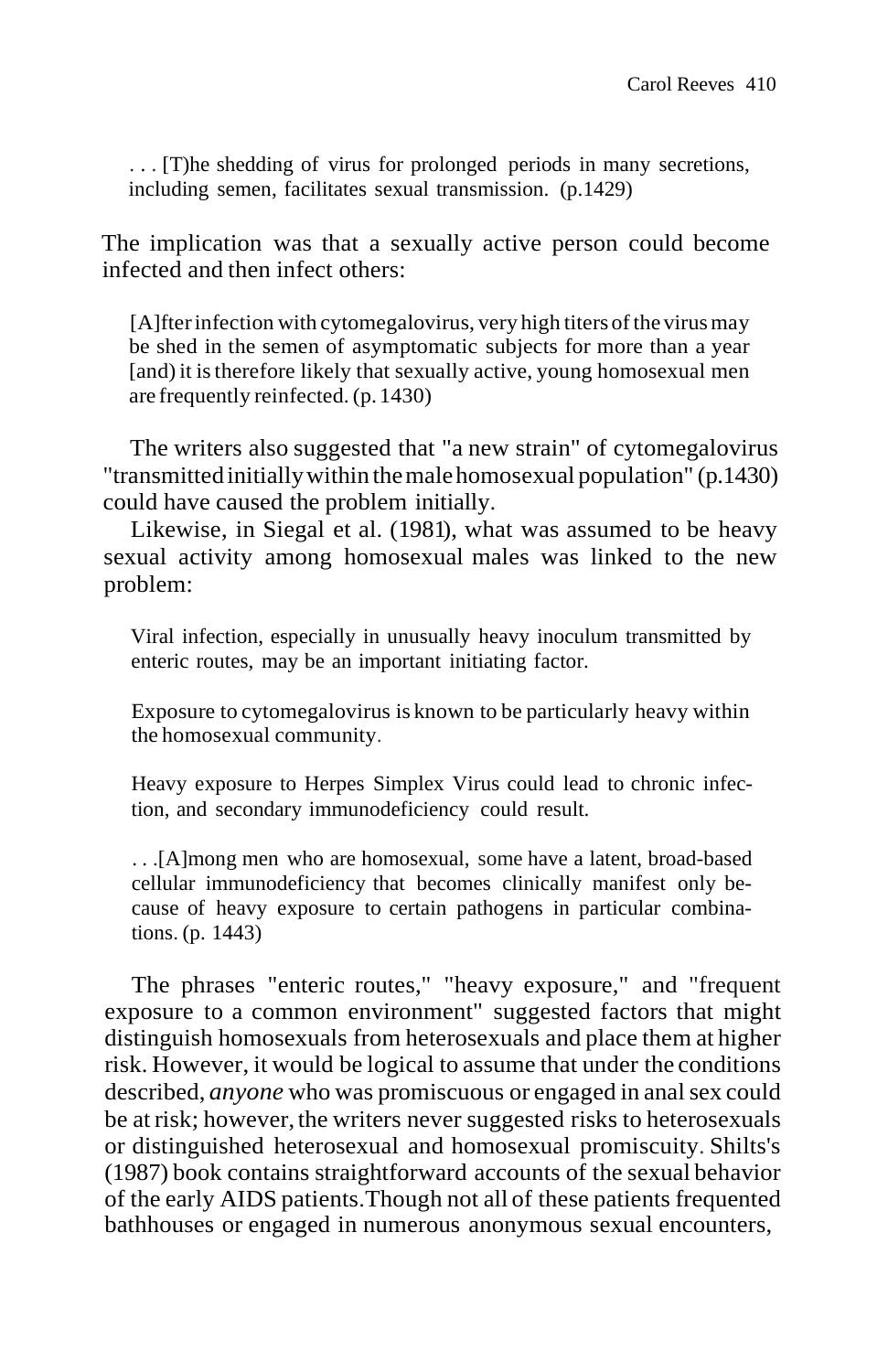> . . . [T]he shedding of virus for prolonged periods in many secretions, including semen, facilitates sexual transmission. (p.1429)

The implication was that a sexually active person could become infected and then infect others:

> [A]fter infection with cytomegalovirus, very high titers of the virus may be shed in the semen of asymptomatic subjects for more than a year [and) it is therefore likely that sexually active, young homosexual men are frequently reinfected. (p. 1430)

The writers also suggested that "a new strain" of cytomegalovirus "transmitted initially within the male homosexual population" (p.1430) could have caused the problem initially.

Likewise, in Siegal et al. (1981), what was assumed to be heavy sexual activity among homosexual males was linked to the new problem:

> Viral infection, especially in unusually heavy inoculum transmitted by enteric routes, may be an important initiating factor.
>
> Exposure to cytomegalovirus is known to be particularly heavy within the homosexual community.
>
> Heavy exposure to Herpes Simplex Virus could lead to chronic infection, and secondary immunodeficiency could result.
>
> . . .[A]mong men who are homosexual, some have a latent, broad-based cellular immunodeficiency that becomes clinically manifest only because of heavy exposure to certain pathogens in particular combinations. (p. 1443)

The phrases "enteric routes," "heavy exposure," and "frequent exposure to a common environment" suggested factors that might distinguish homosexuals from heterosexuals and place them at higher risk. However, it would be logical to assume that under the conditions described, *anyone* who was promiscuous or engaged in anal sex could be at risk; however, the writers never suggested risks to heterosexuals or distinguished heterosexual and homosexual promiscuity. Shilts's (1987) book contains straightforward accounts of the sexual behavior of the early AIDS patients. Though not all of these patients frequented bathhouses or engaged in numerous anonymous sexual encounters,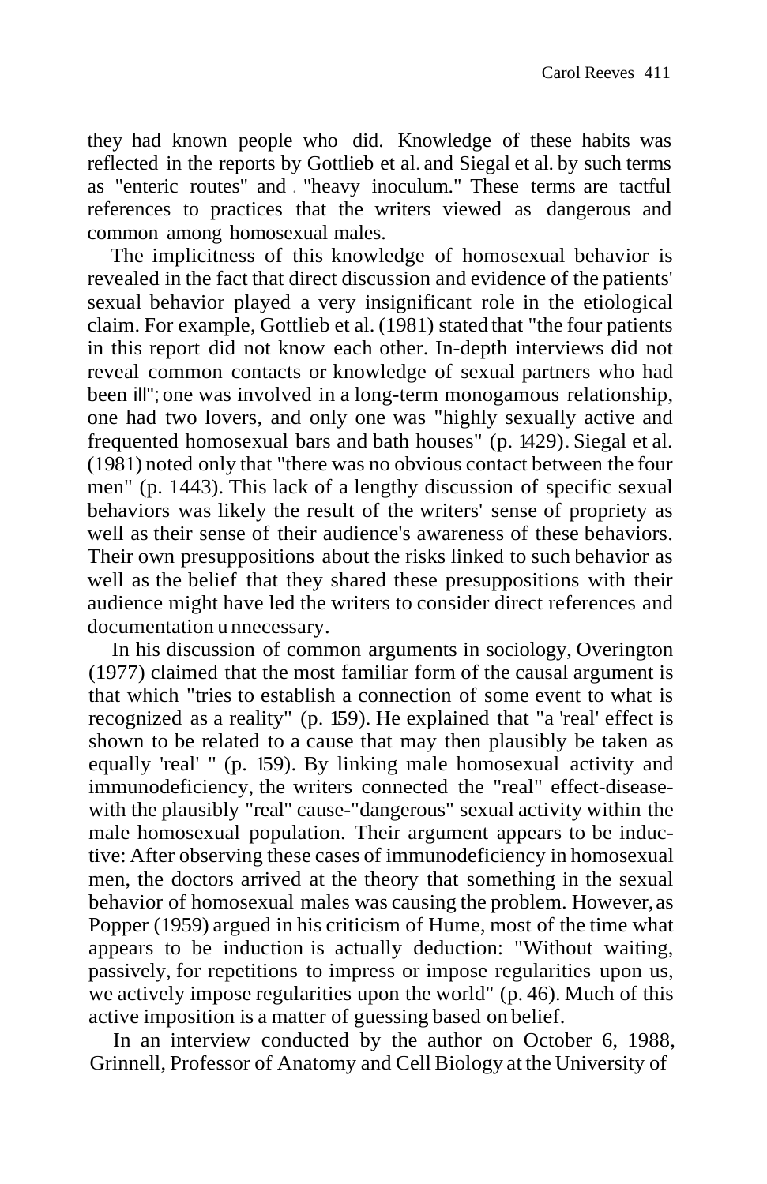they had known people who did. Knowledge of these habits was reflected in the reports by Gottlieb et al. and Siegal et al. by such terms as "enteric routes" and "heavy inoculum." These terms are tactful references to practices that the writers viewed as dangerous and common among homosexual males.

The implicitness of this knowledge of homosexual behavior is revealed in the fact that direct discussion and evidence of the patients' sexual behavior played a very insignificant role in the etiological claim. For example, Gottlieb et al. (1981) stated that "the four patients in this report did not know each other. In-depth interviews did not reveal common contacts or knowledge of sexual partners who had been ill"; one was involved in a long-term monogamous relationship, one had two lovers, and only one was "highly sexually active and frequented homosexual bars and bath houses" (p. 1429). Siegal et al. (1981) noted only that "there was no obvious contact between the four men" (p. 1443). This lack of a lengthy discussion of specific sexual behaviors was likely the result of the writers' sense of propriety as well as their sense of their audience's awareness of these behaviors. Their own presuppositions about the risks linked to such behavior as well as the belief that they shared these presuppositions with their audience might have led the writers to consider direct references and documentation unnecessary.

In his discussion of common arguments in sociology, Overington (1977) claimed that the most familiar form of the causal argument is that which "tries to establish a connection of some event to what is recognized as a reality" (p. 159). He explained that "a 'real' effect is shown to be related to a cause that may then plausibly be taken as equally 'real' " (p. 159). By linking male homosexual activity and immunodeficiency, the writers connected the "real" effect-disease-with the plausibly "real" cause-"dangerous" sexual activity within the male homosexual population. Their argument appears to be inductive: After observing these cases of immunodeficiency in homosexual men, the doctors arrived at the theory that something in the sexual behavior of homosexual males was causing the problem. However, as Popper (1959) argued in his criticism of Hume, most of the time what appears to be induction is actually deduction: "Without waiting, passively, for repetitions to impress or impose regularities upon us, we actively impose regularities upon the world" (p. 46). Much of this active imposition is a matter of guessing based on belief.

In an interview conducted by the author on October 6, 1988, Grinnell, Professor of Anatomy and Cell Biology at the University of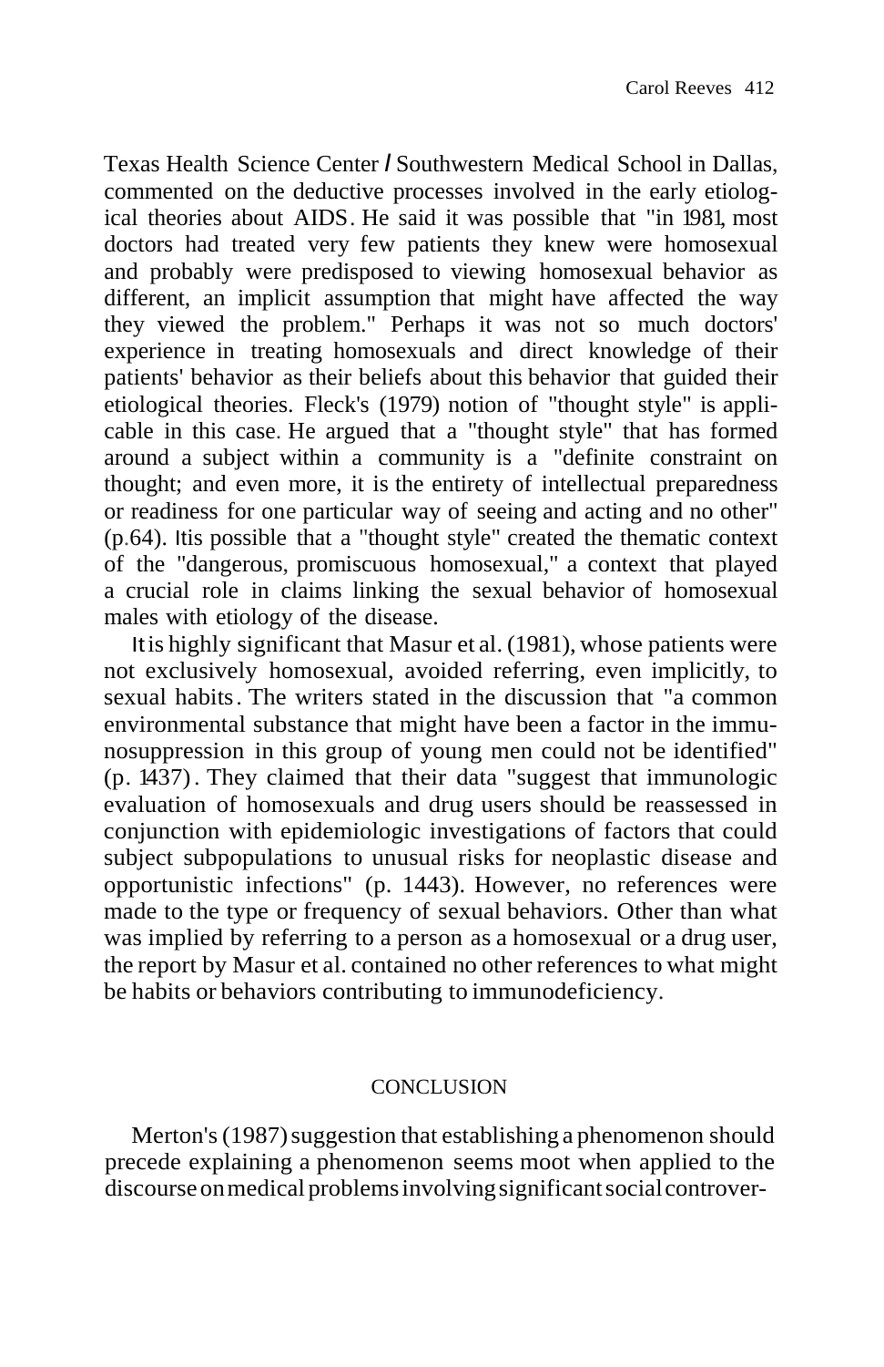Texas Health Science Center / Southwestern Medical School in Dallas, commented on the deductive processes involved in the early etiological theories about AIDS. He said it was possible that "in 1981, most doctors had treated very few patients they knew were homosexual and probably were predisposed to viewing homosexual behavior as different, an implicit assumption that might have affected the way they viewed the problem." Perhaps it was not so much doctors' experience in treating homosexuals and direct knowledge of their patients' behavior as their beliefs about this behavior that guided their etiological theories. Fleck's (1979) notion of "thought style" is applicable in this case. He argued that a "thought style" that has formed around a subject within a community is a "definite constraint on thought; and even more, it is the entirety of intellectual preparedness or readiness for one particular way of seeing and acting and no other" (p.64). It is possible that a "thought style" created the thematic context of the "dangerous, promiscuous homosexual," a context that played a crucial role in claims linking the sexual behavior of homosexual males with etiology of the disease.

It is highly significant that Masur et al. (1981), whose patients were not exclusively homosexual, avoided referring, even implicitly, to sexual habits. The writers stated in the discussion that "a common environmental substance that might have been a factor in the immunosuppression in this group of young men could not be identified" (p. 1437). They claimed that their data "suggest that immunologic evaluation of homosexuals and drug users should be reassessed in conjunction with epidemiologic investigations of factors that could subject subpopulations to unusual risks for neoplastic disease and opportunistic infections" (p. 1443). However, no references were made to the type or frequency of sexual behaviors. Other than what was implied by referring to a person as a homosexual or a drug user, the report by Masur et al. contained no other references to what might be habits or behaviors contributing to immunodeficiency.

## CONCLUSION

Merton's (1987) suggestion that establishing a phenomenon should precede explaining a phenomenon seems moot when applied to the discourse on medical problems involving significant social controver-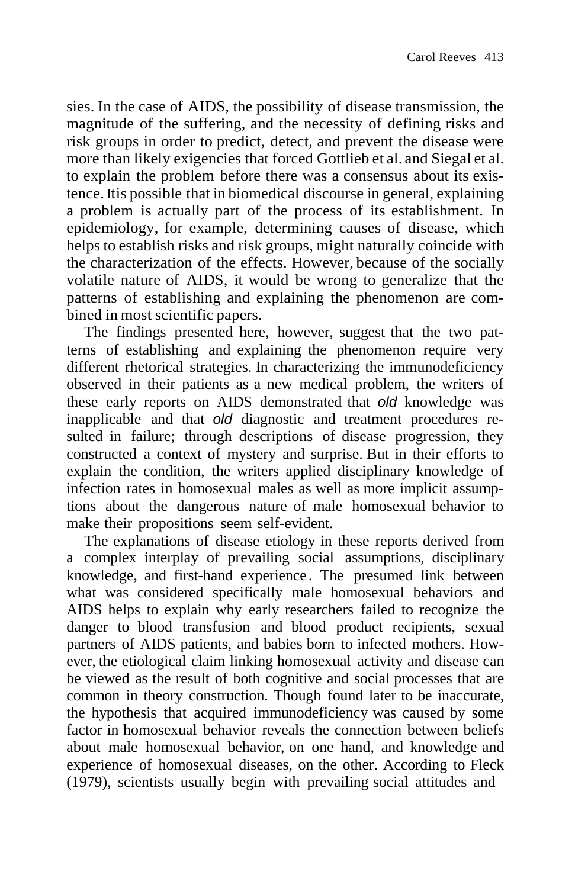sies. In the case of AIDS, the possibility of disease transmission, the magnitude of the suffering, and the necessity of defining risks and risk groups in order to predict, detect, and prevent the disease were more than likely exigencies that forced Gottlieb et al. and Siegal et al. to explain the problem before there was a consensus about its existence. Itis possible that in biomedical discourse in general, explaining a problem is actually part of the process of its establishment. In epidemiology, for example, determining causes of disease, which helps to establish risks and risk groups, might naturally coincide with the characterization of the effects. However, because of the socially volatile nature of AIDS, it would be wrong to generalize that the patterns of establishing and explaining the phenomenon are combined in most scientific papers.

The findings presented here, however, suggest that the two patterns of establishing and explaining the phenomenon require very different rhetorical strategies. In characterizing the immunodeficiency observed in their patients as a new medical problem, the writers of these early reports on AIDS demonstrated that *old* knowledge was inapplicable and that *old* diagnostic and treatment procedures resulted in failure; through descriptions of disease progression, they constructed a context of mystery and surprise. But in their efforts to explain the condition, the writers applied disciplinary knowledge of infection rates in homosexual males as well as more implicit assumptions about the dangerous nature of male homosexual behavior to make their propositions seem self-evident.

The explanations of disease etiology in these reports derived from a complex interplay of prevailing social assumptions, disciplinary knowledge, and first-hand experience. The presumed link between what was considered specifically male homosexual behaviors and AIDS helps to explain why early researchers failed to recognize the danger to blood transfusion and blood product recipients, sexual partners of AIDS patients, and babies born to infected mothers. However, the etiological claim linking homosexual activity and disease can be viewed as the result of both cognitive and social processes that are common in theory construction. Though found later to be inaccurate, the hypothesis that acquired immunodeficiency was caused by some factor in homosexual behavior reveals the connection between beliefs about male homosexual behavior, on one hand, and knowledge and experience of homosexual diseases, on the other. According to Fleck (1979), scientists usually begin with prevailing social attitudes and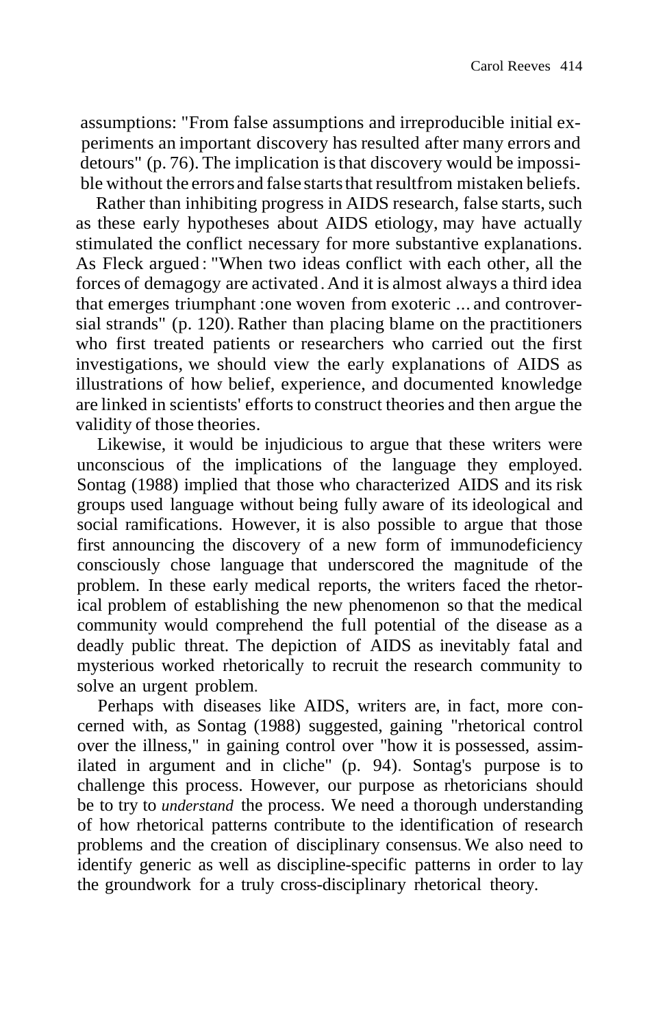assumptions: "From false assumptions and irreproducible initial experiments an important discovery has resulted after many errors and detours" (p. 76). The implication is that discovery would be impossible without the errors and false starts that resultfrom mistaken beliefs.

Rather than inhibiting progress in AIDS research, false starts, such as these early hypotheses about AIDS etiology, may have actually stimulated the conflict necessary for more substantive explanations. As Fleck argued: "When two ideas conflict with each other, all the forces of demagogy are activated. And it is almost always a third idea that emerges triumphant: one woven from exoteric ... and controversial strands" (p. 120). Rather than placing blame on the practitioners who first treated patients or researchers who carried out the first investigations, we should view the early explanations of AIDS as illustrations of how belief, experience, and documented knowledge are linked in scientists' efforts to construct theories and then argue the validity of those theories.

Likewise, it would be injudicious to argue that these writers were unconscious of the implications of the language they employed. Sontag (1988) implied that those who characterized AIDS and its risk groups used language without being fully aware of its ideological and social ramifications. However, it is also possible to argue that those first announcing the discovery of a new form of immunodeficiency consciously chose language that underscored the magnitude of the problem. In these early medical reports, the writers faced the rhetorical problem of establishing the new phenomenon so that the medical community would comprehend the full potential of the disease as a deadly public threat. The depiction of AIDS as inevitably fatal and mysterious worked rhetorically to recruit the research community to solve an urgent problem.

Perhaps with diseases like AIDS, writers are, in fact, more concerned with, as Sontag (1988) suggested, gaining "rhetorical control over the illness," in gaining control over "how it is possessed, assimilated in argument and in cliche" (p. 94). Sontag's purpose is to challenge this process. However, our purpose as rhetoricians should be to try to *understand* the process. We need a thorough understanding of how rhetorical patterns contribute to the identification of research problems and the creation of disciplinary consensus. We also need to identify generic as well as discipline-specific patterns in order to lay the groundwork for a truly cross-disciplinary rhetorical theory.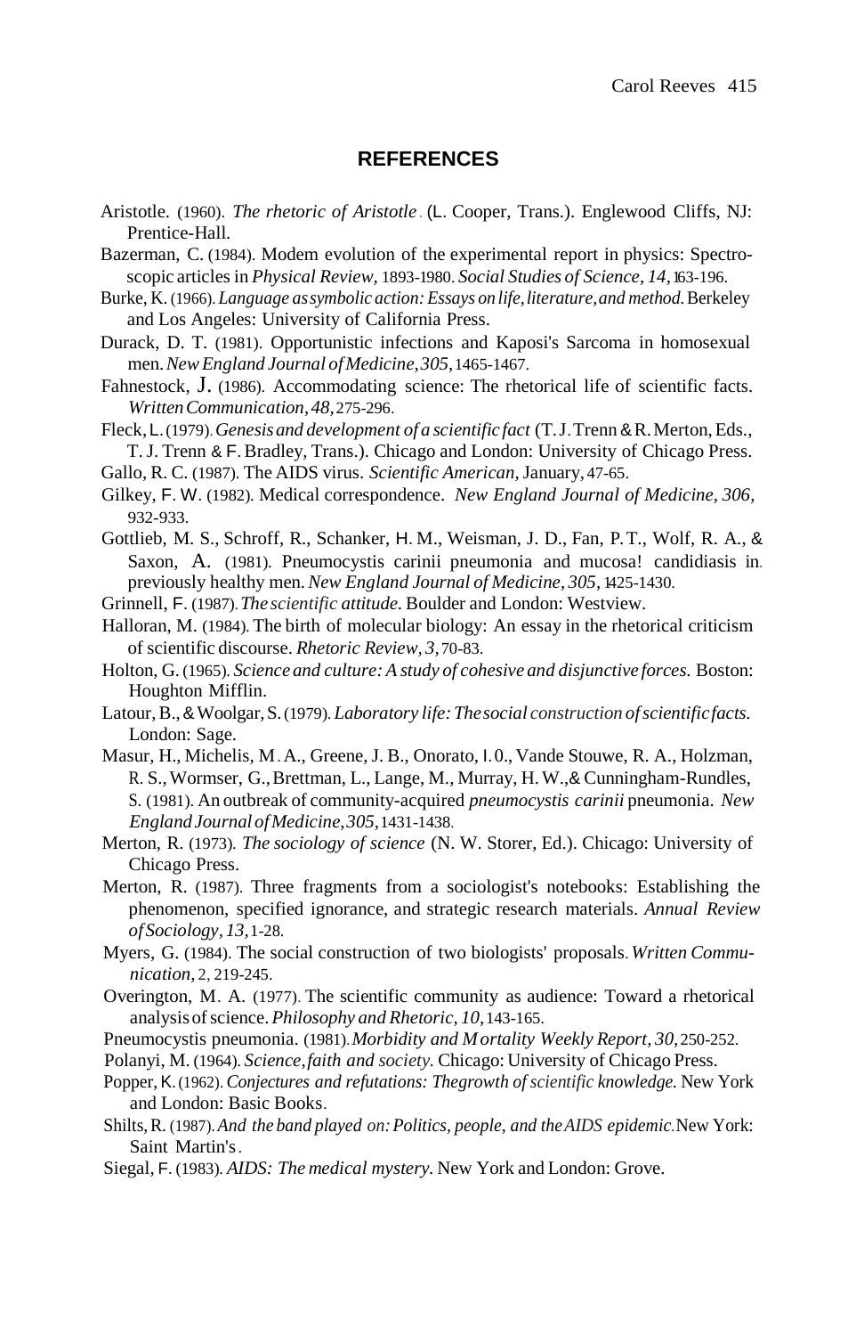## REFERENCES

Aristotle. (1960). *The rhetoric of Aristotle*. (L. Cooper, Trans.). Englewood Cliffs, NJ: Prentice-Hall.

Bazerman, C. (1984). Modem evolution of the experimental report in physics: Spectroscopic articles in *Physical Review*, 1893-1980. *Social Studies of Science, 14*, 163-196.

Burke, K. (1966). *Language as symbolic action: Essays on life, literature, and method.* Berkeley and Los Angeles: University of California Press.

Durack, D. T. (1981). Opportunistic infections and Kaposi's Sarcoma in homosexual men. *New England Journal of Medicine, 305*, 1465-1467.

Fahnestock, J. (1986). Accommodating science: The rhetorical life of scientific facts. *Written Communication, 48*, 275-296.

Fleck, L. (1979). *Genesis and development of a scientific fact* (T. J. Trenn & R. Merton, Eds., T. J. Trenn & F. Bradley, Trans.). Chicago and London: University of Chicago Press.

Gallo, R. C. (1987). The AIDS virus. *Scientific American*, January, 47-65.

Gilkey, F. W. (1982). Medical correspondence. *New England Journal of Medicine, 306*, 932-933.

Gottlieb, M. S., Schroff, R., Schanker, H. M., Weisman, J. D., Fan, P. T., Wolf, R. A., & Saxon, A. (1981). Pneumocystis carinii pneumonia and mucosa! candidiasis in previously healthy men. *New England Journal of Medicine, 305*, 1425-1430.

Grinnell, F. (1987). *The scientific attitude*. Boulder and London: Westview.

Halloran, M. (1984). The birth of molecular biology: An essay in the rhetorical criticism of scientific discourse. *Rhetoric Review, 3*, 70-83.

Holton, G. (1965). *Science and culture: A study of cohesive and disjunctive forces.* Boston: Houghton Mifflin.

Latour, B., & Woolgar, S. (1979). *Laboratory life: The social construction of scientific facts.* London: Sage.

Masur, H., Michelis, M. A., Greene, J. B., Onorato, I. 0., Vande Stouwe, R. A., Holzman, R. S., Wormser, G., Brettman, L., Lange, M., Murray, H. W., & Cunningham-Rundles, S. (1981). An outbreak of community-acquired *pneumocystis carinii* pneumonia. *New England Journal of Medicine, 305*, 1431-1438.

Merton, R. (1973). *The sociology of science* (N. W. Storer, Ed.). Chicago: University of Chicago Press.

Merton, R. (1987). Three fragments from a sociologist's notebooks: Establishing the phenomenon, specified ignorance, and strategic research materials. *Annual Review of Sociology, 13*, 1-28.

Myers, G. (1984). The social construction of two biologists' proposals. *Written Communication*, 2, 219-245.

Overington, M. A. (1977). The scientific community as audience: Toward a rhetorical analysis of science. *Philosophy and Rhetoric, 10*, 143-165.

Pneumocystis pneumonia. (1981). *Morbidity and Mortality Weekly Report, 30*, 250-252.

Polanyi, M. (1964). *Science, faith and society.* Chicago: University of Chicago Press.

Popper, K. (1962). *Conjectures and refutations: The growth of scientific knowledge.* New York and London: Basic Books.

Shilts, R. (1987). *And the band played on: Politics, people, and the AIDS epidemic.* New York: Saint Martin's.

Siegal, F. (1983). *AIDS: The medical mystery.* New York and London: Grove.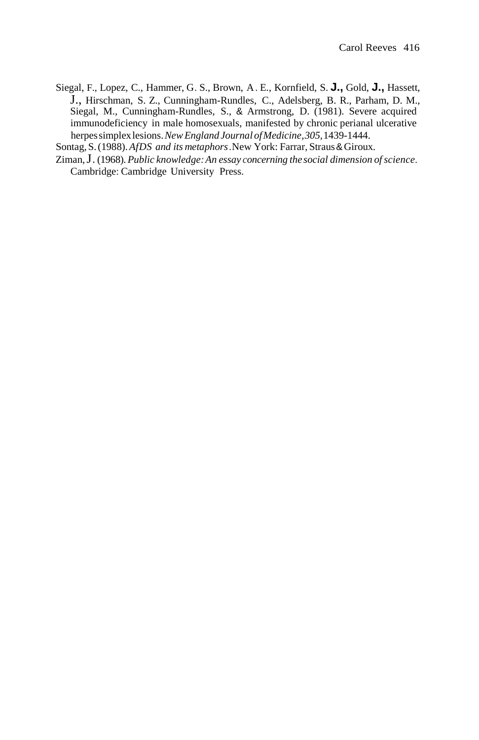Siegal, F., Lopez, C., Hammer, G. S., Brown, A. E., Kornfield, S. J., Gold, J., Hassett, J., Hirschman, S. Z., Cunningham-Rundles, C., Adelsberg, B. R., Parham, D. M., Siegal, M., Cunningham-Rundles, S., & Armstrong, D. (1981). Severe acquired immunodeficiency in male homosexuals, manifested by chronic perianal ulcerative herpes simplex lesions. *New England Journal of Medicine*, *305*, 1439-1444.

Sontag, S. (1988). *AIDS and its metaphors*. New York: Farrar, Straus & Giroux.

Ziman, J. (1968). *Public knowledge: An essay concerning the social dimension of science*. Cambridge: Cambridge University Press.